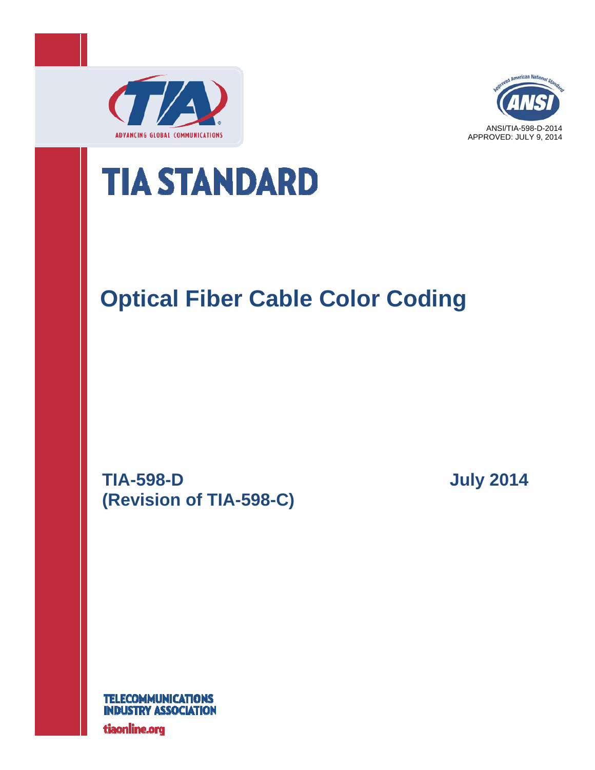ADVANCING GLOBAL COMMUNICATIONS

ANSI/TIA-598-D-2014
APPROVED: JULY 9, 2014

# TIA STANDARD

## Optical Fiber Cable Color Coding

**TIA-598-D**
**(Revision of TIA-598-C)**

**July 2014**

TELECOMMUNICATIONS INDUSTRY ASSOCIATION

tiaonline.org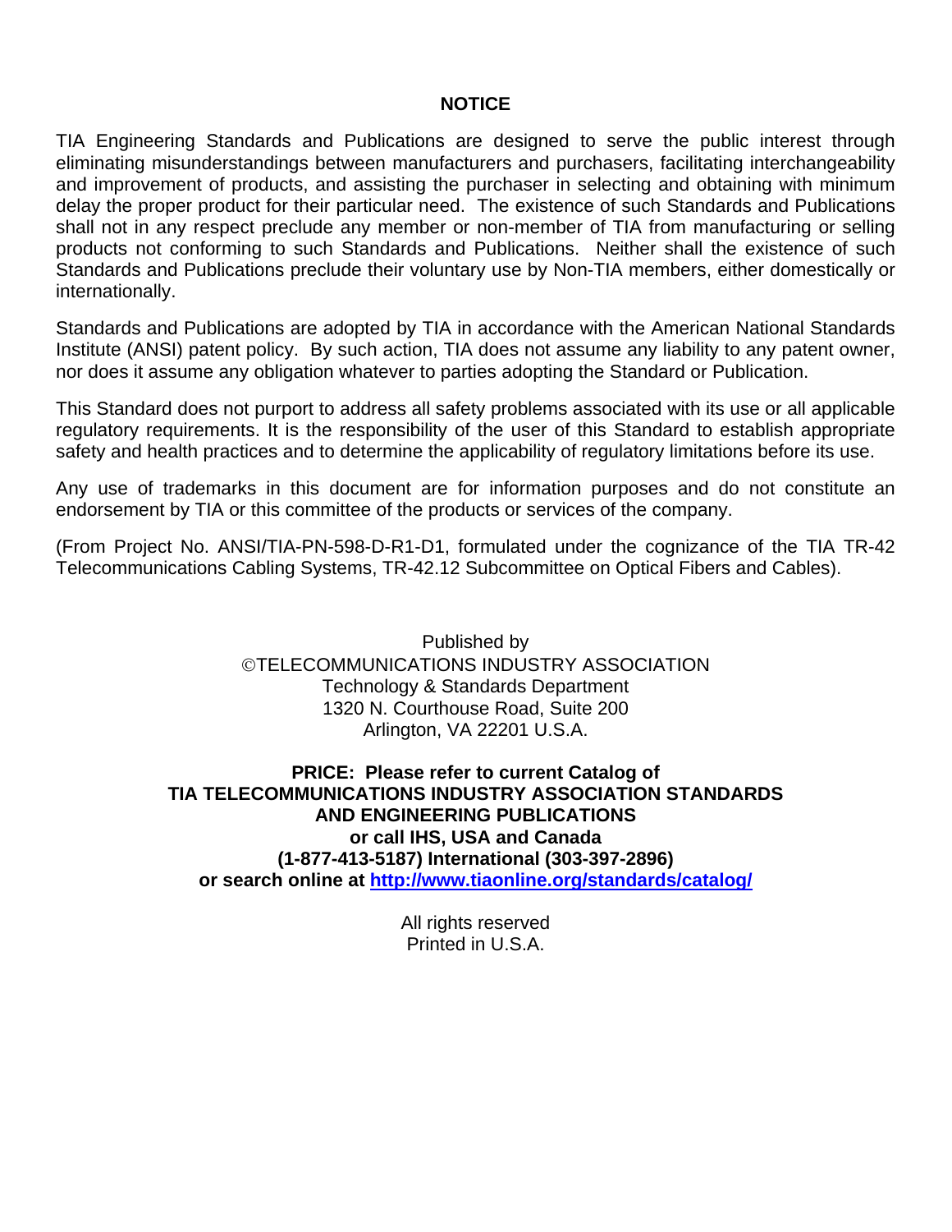## NOTICE

TIA Engineering Standards and Publications are designed to serve the public interest through eliminating misunderstandings between manufacturers and purchasers, facilitating interchangeability and improvement of products, and assisting the purchaser in selecting and obtaining with minimum delay the proper product for their particular need. The existence of such Standards and Publications shall not in any respect preclude any member or non-member of TIA from manufacturing or selling products not conforming to such Standards and Publications. Neither shall the existence of such Standards and Publications preclude their voluntary use by Non-TIA members, either domestically or internationally.

Standards and Publications are adopted by TIA in accordance with the American National Standards Institute (ANSI) patent policy. By such action, TIA does not assume any liability to any patent owner, nor does it assume any obligation whatever to parties adopting the Standard or Publication.

This Standard does not purport to address all safety problems associated with its use or all applicable regulatory requirements. It is the responsibility of the user of this Standard to establish appropriate safety and health practices and to determine the applicability of regulatory limitations before its use.

Any use of trademarks in this document are for information purposes and do not constitute an endorsement by TIA or this committee of the products or services of the company.

(From Project No. ANSI/TIA-PN-598-D-R1-D1, formulated under the cognizance of the TIA TR-42 Telecommunications Cabling Systems, TR-42.12 Subcommittee on Optical Fibers and Cables).

Published by
©TELECOMMUNICATIONS INDUSTRY ASSOCIATION
Technology & Standards Department
1320 N. Courthouse Road, Suite 200
Arlington, VA 22201 U.S.A.

**PRICE: Please refer to current Catalog of**
**TIA TELECOMMUNICATIONS INDUSTRY ASSOCIATION STANDARDS**
**AND ENGINEERING PUBLICATIONS**
**or call IHS, USA and Canada**
**(1-877-413-5187) International (303-397-2896)**
**or search online at [http://www.tiaonline.org/standards/catalog/](http://www.tiaonline.org/standards/catalog/)**

All rights reserved
Printed in U.S.A.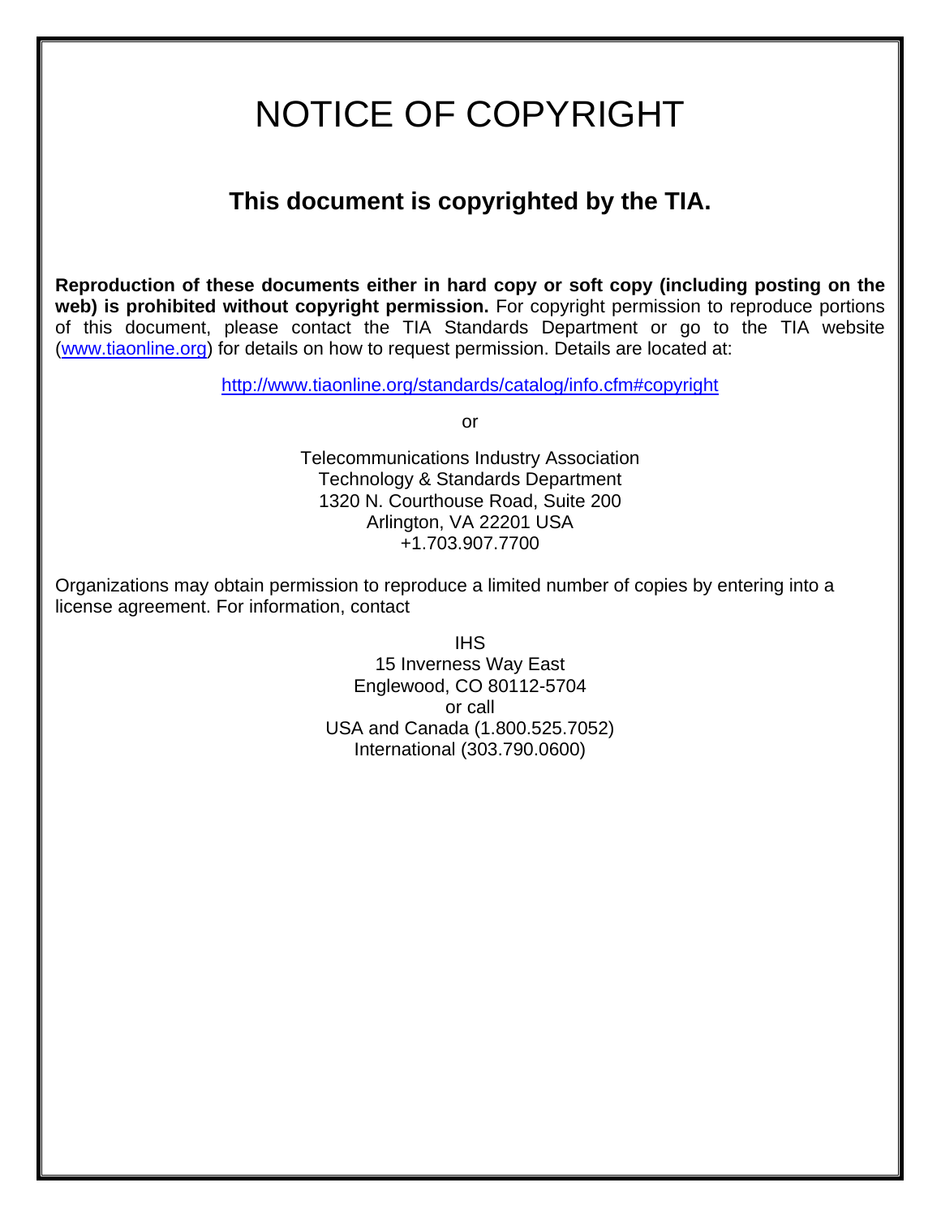# NOTICE OF COPYRIGHT

## This document is copyrighted by the TIA.

**Reproduction of these documents either in hard copy or soft copy (including posting on the web) is prohibited without copyright permission.** For copyright permission to reproduce portions of this document, please contact the TIA Standards Department or go to the TIA website (www.tiaonline.org) for details on how to request permission. Details are located at:

http://www.tiaonline.org/standards/catalog/info.cfm#copyright

or

Telecommunications Industry Association
Technology & Standards Department
1320 N. Courthouse Road, Suite 200
Arlington, VA 22201 USA
+1.703.907.7700

Organizations may obtain permission to reproduce a limited number of copies by entering into a license agreement. For information, contact

IHS
15 Inverness Way East
Englewood, CO 80112-5704
or call
USA and Canada (1.800.525.7052)
International (303.790.0600)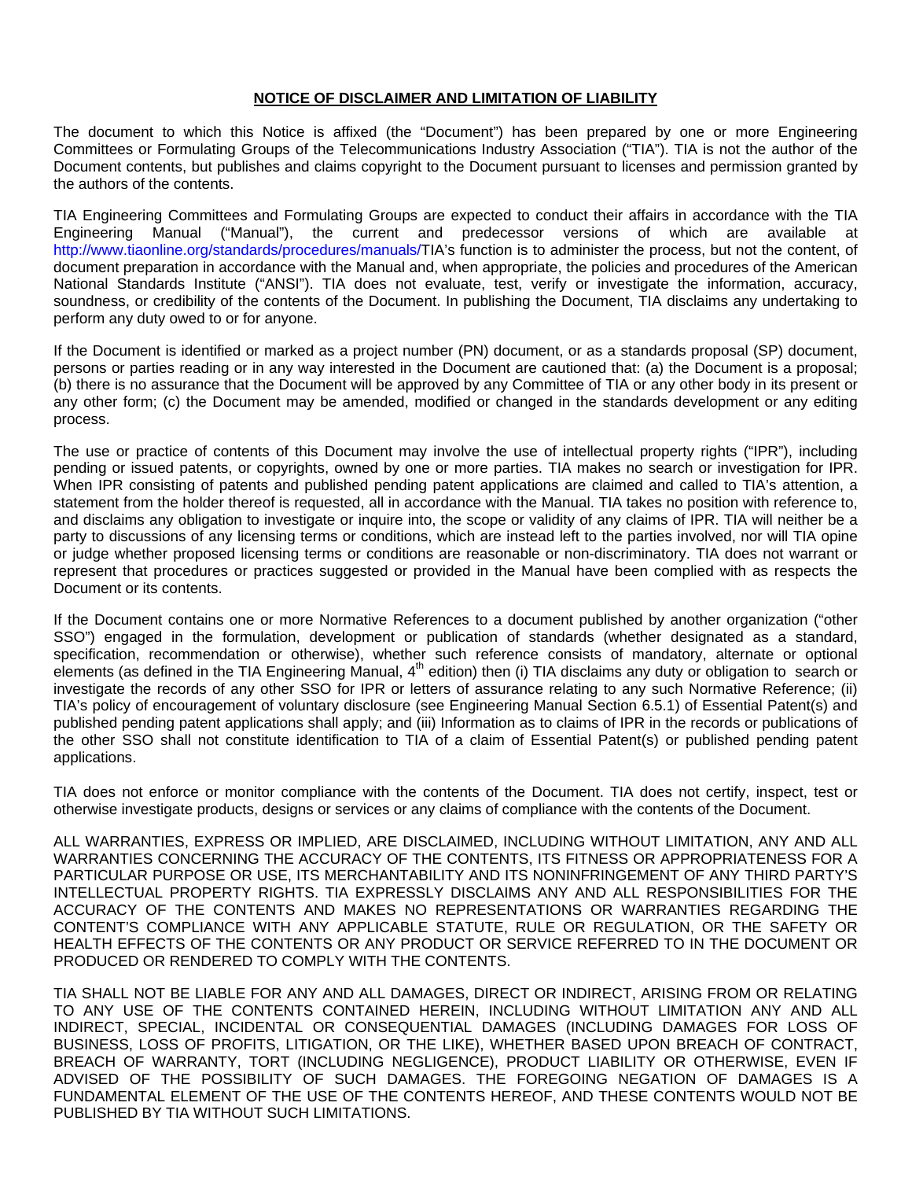## NOTICE OF DISCLAIMER AND LIMITATION OF LIABILITY

The document to which this Notice is affixed (the "Document") has been prepared by one or more Engineering Committees or Formulating Groups of the Telecommunications Industry Association ("TIA"). TIA is not the author of the Document contents, but publishes and claims copyright to the Document pursuant to licenses and permission granted by the authors of the contents.

TIA Engineering Committees and Formulating Groups are expected to conduct their affairs in accordance with the TIA Engineering Manual ("Manual"), the current and predecessor versions of which are available at http://www.tiaonline.org/standards/procedures/manuals/TIA's function is to administer the process, but not the content, of document preparation in accordance with the Manual and, when appropriate, the policies and procedures of the American National Standards Institute ("ANSI"). TIA does not evaluate, test, verify or investigate the information, accuracy, soundness, or credibility of the contents of the Document. In publishing the Document, TIA disclaims any undertaking to perform any duty owed to or for anyone.

If the Document is identified or marked as a project number (PN) document, or as a standards proposal (SP) document, persons or parties reading or in any way interested in the Document are cautioned that: (a) the Document is a proposal; (b) there is no assurance that the Document will be approved by any Committee of TIA or any other body in its present or any other form; (c) the Document may be amended, modified or changed in the standards development or any editing process.

The use or practice of contents of this Document may involve the use of intellectual property rights ("IPR"), including pending or issued patents, or copyrights, owned by one or more parties. TIA makes no search or investigation for IPR. When IPR consisting of patents and published pending patent applications are claimed and called to TIA's attention, a statement from the holder thereof is requested, all in accordance with the Manual. TIA takes no position with reference to, and disclaims any obligation to investigate or inquire into, the scope or validity of any claims of IPR. TIA will neither be a party to discussions of any licensing terms or conditions, which are instead left to the parties involved, nor will TIA opine or judge whether proposed licensing terms or conditions are reasonable or non-discriminatory. TIA does not warrant or represent that procedures or practices suggested or provided in the Manual have been complied with as respects the Document or its contents.

If the Document contains one or more Normative References to a document published by another organization ("other SSO") engaged in the formulation, development or publication of standards (whether designated as a standard, specification, recommendation or otherwise), whether such reference consists of mandatory, alternate or optional elements (as defined in the TIA Engineering Manual, 4th edition) then (i) TIA disclaims any duty or obligation to search or investigate the records of any other SSO for IPR or letters of assurance relating to any such Normative Reference; (ii) TIA's policy of encouragement of voluntary disclosure (see Engineering Manual Section 6.5.1) of Essential Patent(s) and published pending patent applications shall apply; and (iii) Information as to claims of IPR in the records or publications of the other SSO shall not constitute identification to TIA of a claim of Essential Patent(s) or published pending patent applications.

TIA does not enforce or monitor compliance with the contents of the Document. TIA does not certify, inspect, test or otherwise investigate products, designs or services or any claims of compliance with the contents of the Document.

ALL WARRANTIES, EXPRESS OR IMPLIED, ARE DISCLAIMED, INCLUDING WITHOUT LIMITATION, ANY AND ALL WARRANTIES CONCERNING THE ACCURACY OF THE CONTENTS, ITS FITNESS OR APPROPRIATENESS FOR A PARTICULAR PURPOSE OR USE, ITS MERCHANTABILITY AND ITS NONINFRINGEMENT OF ANY THIRD PARTY'S INTELLECTUAL PROPERTY RIGHTS. TIA EXPRESSLY DISCLAIMS ANY AND ALL RESPONSIBILITIES FOR THE ACCURACY OF THE CONTENTS AND MAKES NO REPRESENTATIONS OR WARRANTIES REGARDING THE CONTENT'S COMPLIANCE WITH ANY APPLICABLE STATUTE, RULE OR REGULATION, OR THE SAFETY OR HEALTH EFFECTS OF THE CONTENTS OR ANY PRODUCT OR SERVICE REFERRED TO IN THE DOCUMENT OR PRODUCED OR RENDERED TO COMPLY WITH THE CONTENTS.

TIA SHALL NOT BE LIABLE FOR ANY AND ALL DAMAGES, DIRECT OR INDIRECT, ARISING FROM OR RELATING TO ANY USE OF THE CONTENTS CONTAINED HEREIN, INCLUDING WITHOUT LIMITATION ANY AND ALL INDIRECT, SPECIAL, INCIDENTAL OR CONSEQUENTIAL DAMAGES (INCLUDING DAMAGES FOR LOSS OF BUSINESS, LOSS OF PROFITS, LITIGATION, OR THE LIKE), WHETHER BASED UPON BREACH OF CONTRACT, BREACH OF WARRANTY, TORT (INCLUDING NEGLIGENCE), PRODUCT LIABILITY OR OTHERWISE, EVEN IF ADVISED OF THE POSSIBILITY OF SUCH DAMAGES. THE FOREGOING NEGATION OF DAMAGES IS A FUNDAMENTAL ELEMENT OF THE USE OF THE CONTENTS HEREOF, AND THESE CONTENTS WOULD NOT BE PUBLISHED BY TIA WITHOUT SUCH LIMITATIONS.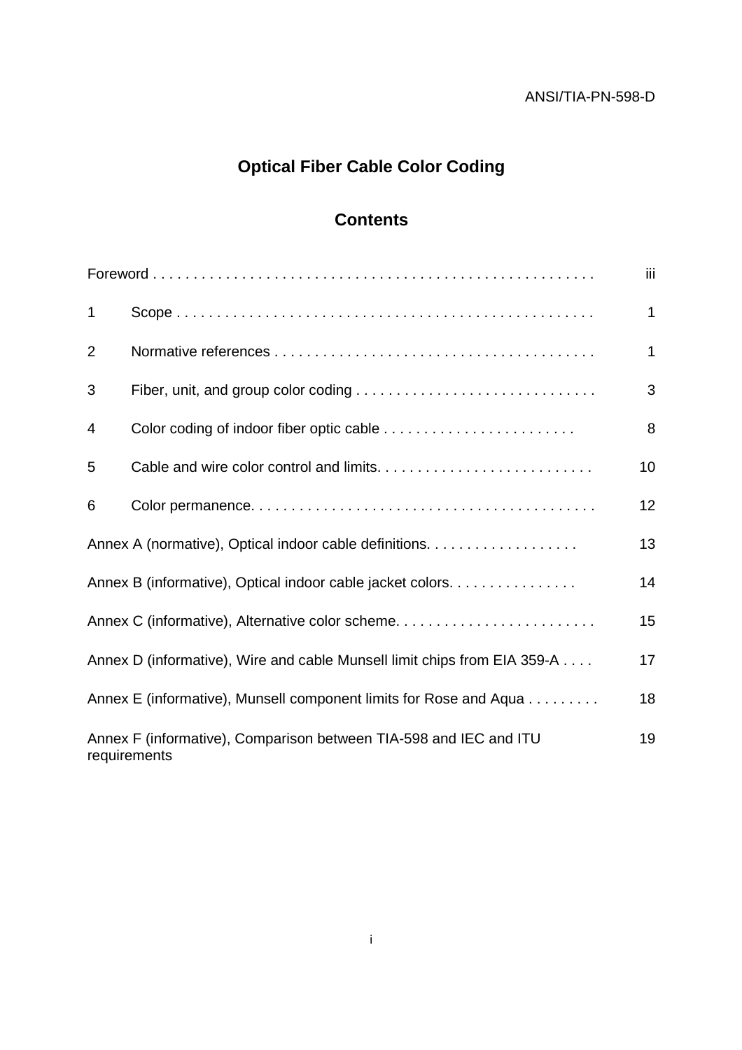# Optical Fiber Cable Color Coding

## Contents

| | | |
|---|---|---|
| Foreword | | iii |
| 1 | Scope | 1 |
| 2 | Normative references | 1 |
| 3 | Fiber, unit, and group color coding | 3 |
| 4 | Color coding of indoor fiber optic cable | 8 |
| 5 | Cable and wire color control and limits | 10 |
| 6 | Color permanence | 12 |
| Annex A (normative), Optical indoor cable definitions | | 13 |
| Annex B (informative), Optical indoor cable jacket colors | | 14 |
| Annex C (informative), Alternative color scheme | | 15 |
| Annex D (informative), Wire and cable Munsell limit chips from EIA 359-A | | 17 |
| Annex E (informative), Munsell component limits for Rose and Aqua | | 18 |
| Annex F (informative), Comparison between TIA-598 and IEC and ITU requirements | | 19 |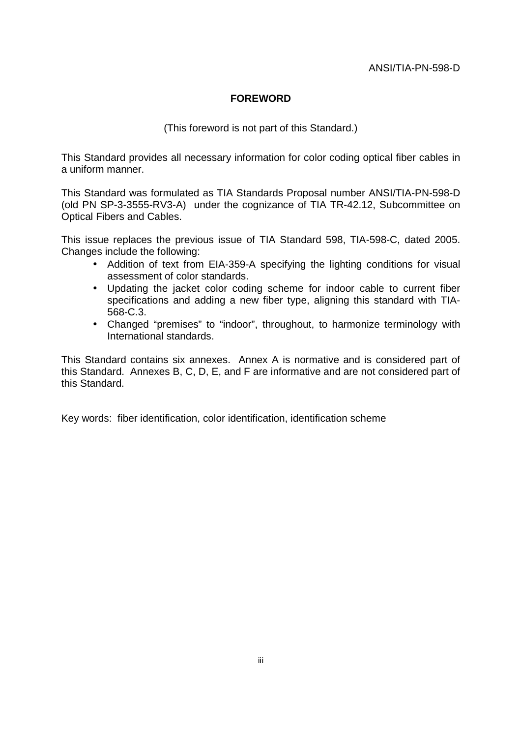# FOREWORD

(This foreword is not part of this Standard.)

This Standard provides all necessary information for color coding optical fiber cables in a uniform manner.

This Standard was formulated as TIA Standards Proposal number ANSI/TIA-PN-598-D (old PN SP-3-3555-RV3-A) under the cognizance of TIA TR-42.12, Subcommittee on Optical Fibers and Cables.

This issue replaces the previous issue of TIA Standard 598, TIA-598-C, dated 2005. Changes include the following:

- Addition of text from EIA-359-A specifying the lighting conditions for visual assessment of color standards.
- Updating the jacket color coding scheme for indoor cable to current fiber specifications and adding a new fiber type, aligning this standard with TIA-568-C.3.
- Changed "premises" to "indoor", throughout, to harmonize terminology with International standards.

This Standard contains six annexes. Annex A is normative and is considered part of this Standard. Annexes B, C, D, E, and F are informative and are not considered part of this Standard.

Key words: fiber identification, color identification, identification scheme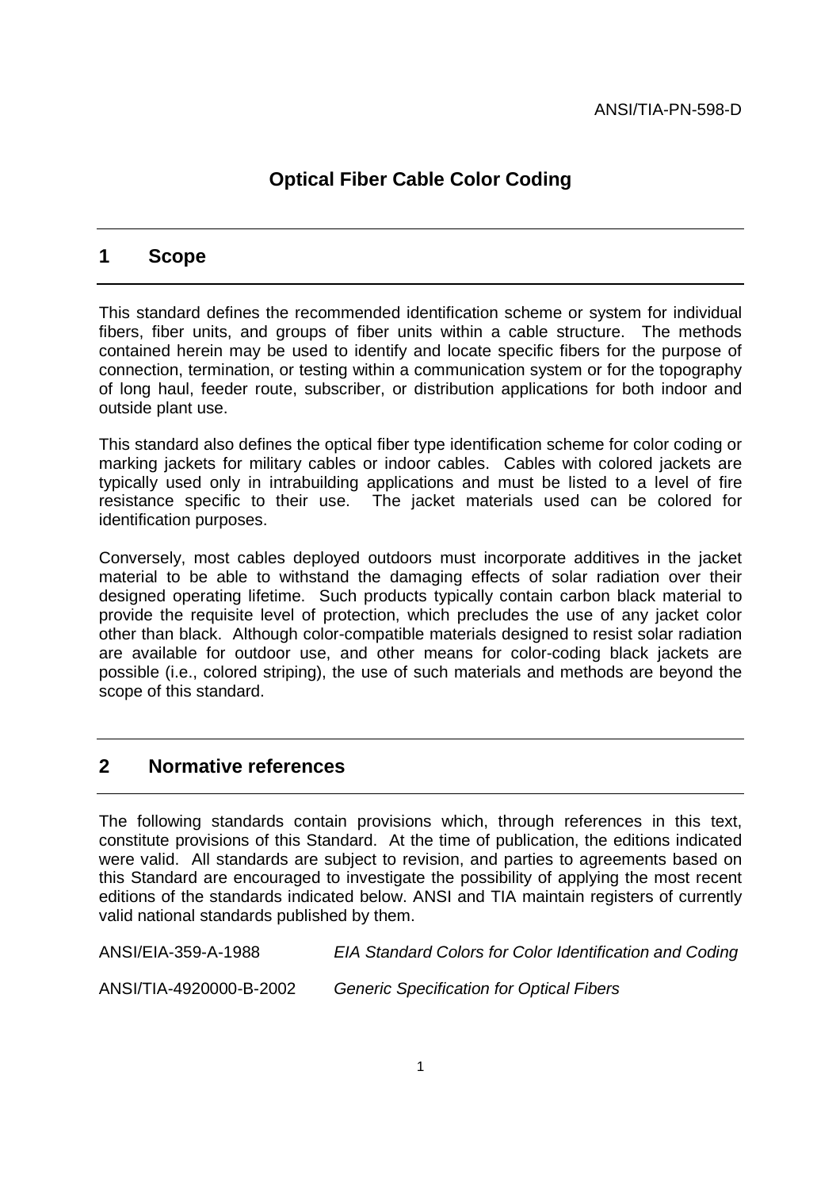# Optical Fiber Cable Color Coding

## 1 Scope

This standard defines the recommended identification scheme or system for individual fibers, fiber units, and groups of fiber units within a cable structure. The methods contained herein may be used to identify and locate specific fibers for the purpose of connection, termination, or testing within a communication system or for the topography of long haul, feeder route, subscriber, or distribution applications for both indoor and outside plant use.

This standard also defines the optical fiber type identification scheme for color coding or marking jackets for military cables or indoor cables. Cables with colored jackets are typically used only in intrabuilding applications and must be listed to a level of fire resistance specific to their use. The jacket materials used can be colored for identification purposes.

Conversely, most cables deployed outdoors must incorporate additives in the jacket material to be able to withstand the damaging effects of solar radiation over their designed operating lifetime. Such products typically contain carbon black material to provide the requisite level of protection, which precludes the use of any jacket color other than black. Although color-compatible materials designed to resist solar radiation are available for outdoor use, and other means for color-coding black jackets are possible (i.e., colored striping), the use of such materials and methods are beyond the scope of this standard.

## 2 Normative references

The following standards contain provisions which, through references in this text, constitute provisions of this Standard. At the time of publication, the editions indicated were valid. All standards are subject to revision, and parties to agreements based on this Standard are encouraged to investigate the possibility of applying the most recent editions of the standards indicated below. ANSI and TIA maintain registers of currently valid national standards published by them.

ANSI/EIA-359-A-1988 *EIA Standard Colors for Color Identification and Coding*

ANSI/TIA-4920000-B-2002 *Generic Specification for Optical Fibers*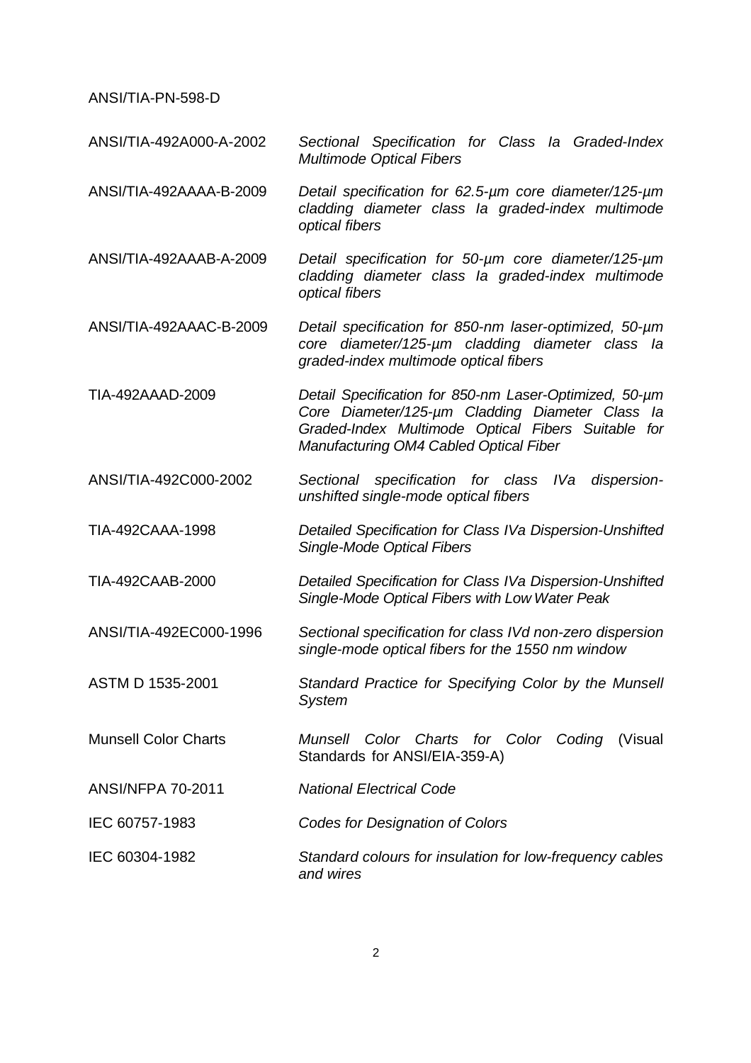ANSI/TIA-PN-598-D

| | |
|---|---|
| ANSI/TIA-492A000-A-2002 | *Sectional Specification for Class Ia Graded-Index Multimode Optical Fibers* |
| ANSI/TIA-492AAAA-B-2009 | *Detail specification for 62.5-µm core diameter/125-µm cladding diameter class Ia graded-index multimode optical fibers* |
| ANSI/TIA-492AAAB-A-2009 | *Detail specification for 50-µm core diameter/125-µm cladding diameter class Ia graded-index multimode optical fibers* |
| ANSI/TIA-492AAAC-B-2009 | *Detail specification for 850-nm laser-optimized, 50-µm core diameter/125-µm cladding diameter class Ia graded-index multimode optical fibers* |
| TIA-492AAAD-2009 | *Detail Specification for 850-nm Laser-Optimized, 50-µm Core Diameter/125-µm Cladding Diameter Class Ia Graded-Index Multimode Optical Fibers Suitable for Manufacturing OM4 Cabled Optical Fiber* |
| ANSI/TIA-492C000-2002 | *Sectional specification for class IVa dispersion-unshifted single-mode optical fibers* |
| TIA-492CAAA-1998 | *Detailed Specification for Class IVa Dispersion-Unshifted Single-Mode Optical Fibers* |
| TIA-492CAAB-2000 | *Detailed Specification for Class IVa Dispersion-Unshifted Single-Mode Optical Fibers with Low Water Peak* |
| ANSI/TIA-492EC000-1996 | *Sectional specification for class IVd non-zero dispersion single-mode optical fibers for the 1550 nm window* |
| ASTM D 1535-2001 | *Standard Practice for Specifying Color by the Munsell System* |
| Munsell Color Charts | *Munsell Color Charts for Color Coding* (Visual Standards for ANSI/EIA-359-A) |
| ANSI/NFPA 70-2011 | *National Electrical Code* |
| IEC 60757-1983 | *Codes for Designation of Colors* |
| IEC 60304-1982 | *Standard colours for insulation for low-frequency cables and wires* |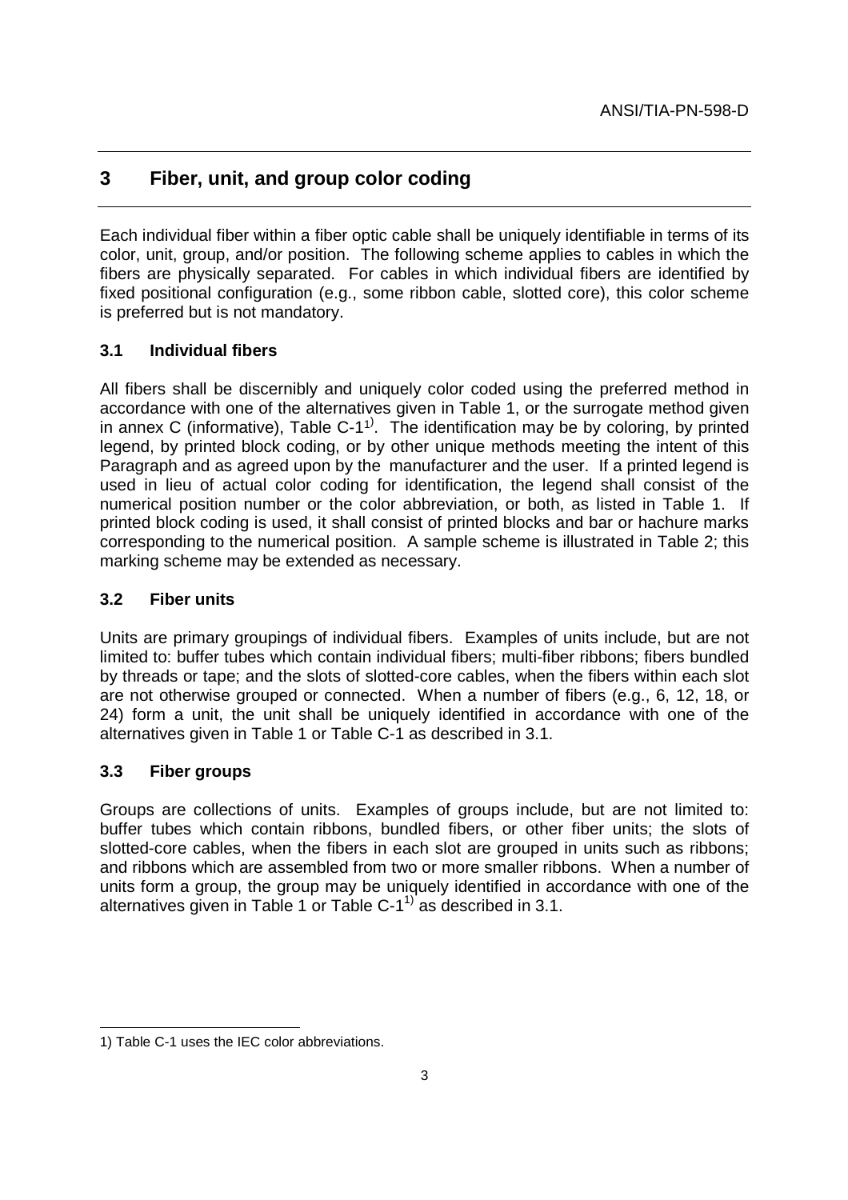# 3 Fiber, unit, and group color coding

Each individual fiber within a fiber optic cable shall be uniquely identifiable in terms of its color, unit, group, and/or position. The following scheme applies to cables in which the fibers are physically separated. For cables in which individual fibers are identified by fixed positional configuration (e.g., some ribbon cable, slotted core), this color scheme is preferred but is not mandatory.

## 3.1 Individual fibers

All fibers shall be discernibly and uniquely color coded using the preferred method in accordance with one of the alternatives given in Table 1, or the surrogate method given in annex C (informative), Table C-1[1]. The identification may be by coloring, by printed legend, by printed block coding, or by other unique methods meeting the intent of this Paragraph and as agreed upon by the manufacturer and the user. If a printed legend is used in lieu of actual color coding for identification, the legend shall consist of the numerical position number or the color abbreviation, or both, as listed in Table 1. If printed block coding is used, it shall consist of printed blocks and bar or hachure marks corresponding to the numerical position. A sample scheme is illustrated in Table 2; this marking scheme may be extended as necessary.

## 3.2 Fiber units

Units are primary groupings of individual fibers. Examples of units include, but are not limited to: buffer tubes which contain individual fibers; multi-fiber ribbons; fibers bundled by threads or tape; and the slots of slotted-core cables, when the fibers within each slot are not otherwise grouped or connected. When a number of fibers (e.g., 6, 12, 18, or 24) form a unit, the unit shall be uniquely identified in accordance with one of the alternatives given in Table 1 or Table C-1 as described in 3.1.

## 3.3 Fiber groups

Groups are collections of units. Examples of groups include, but are not limited to: buffer tubes which contain ribbons, bundled fibers, or other fiber units; the slots of slotted-core cables, when the fibers in each slot are grouped in units such as ribbons; and ribbons which are assembled from two or more smaller ribbons. When a number of units form a group, the group may be uniquely identified in accordance with one of the alternatives given in Table 1 or Table C-1[1] as described in 3.1.

---

1) Table C-1 uses the IEC color abbreviations.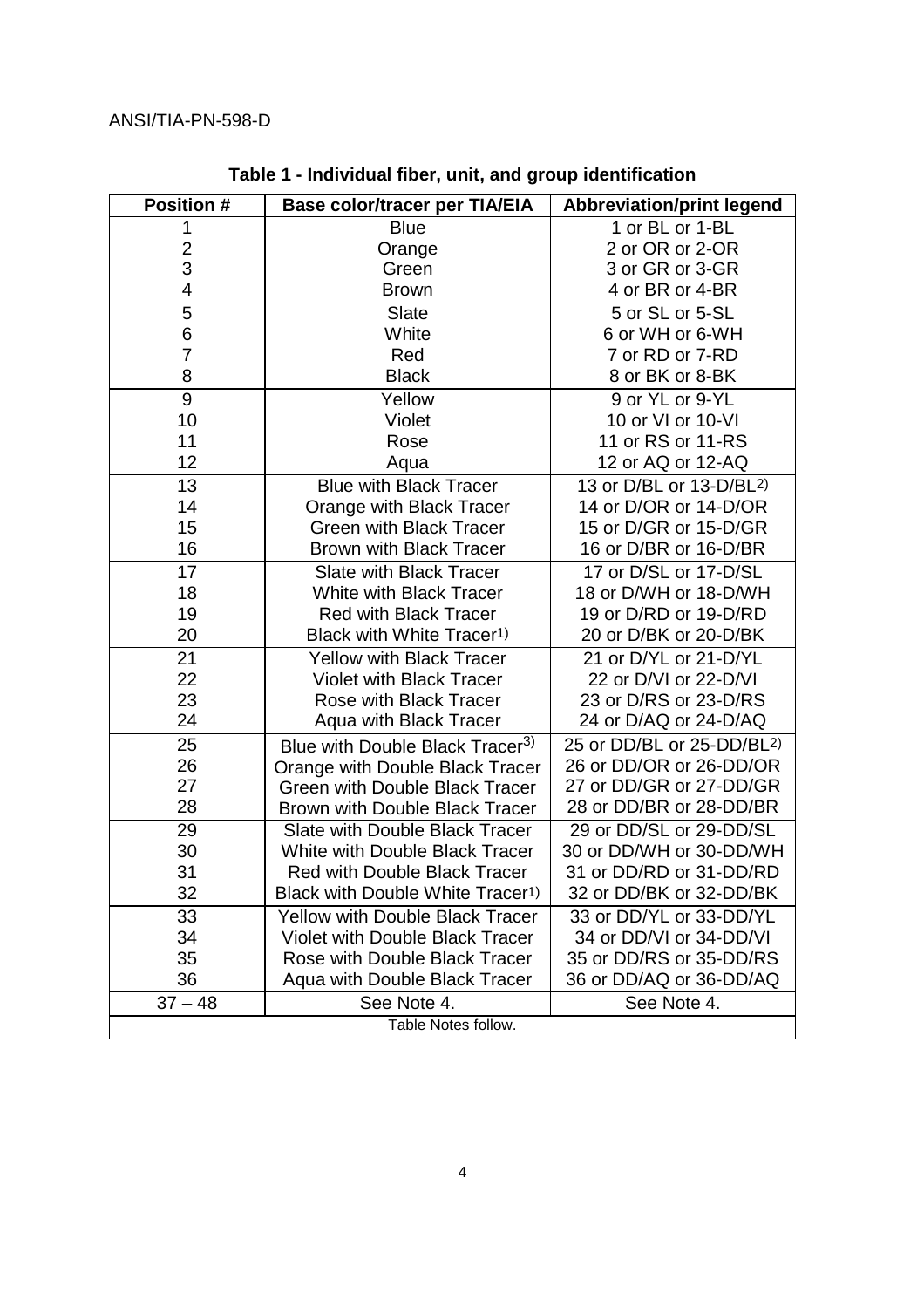**Table 1 - Individual fiber, unit, and group identification**

| Position # | Base color/tracer per TIA/EIA | Abbreviation/print legend |
|---|---|---|
| 1 | Blue | 1 or BL or 1-BL |
| 2 | Orange | 2 or OR or 2-OR |
| 3 | Green | 3 or GR or 3-GR |
| 4 | Brown | 4 or BR or 4-BR |
| 5 | Slate | 5 or SL or 5-SL |
| 6 | White | 6 or WH or 6-WH |
| 7 | Red | 7 or RD or 7-RD |
| 8 | Black | 8 or BK or 8-BK |
| 9 | Yellow | 9 or YL or 9-YL |
| 10 | Violet | 10 or VI or 10-VI |
| 11 | Rose | 11 or RS or 11-RS |
| 12 | Aqua | 12 or AQ or 12-AQ |
| 13 | Blue with Black Tracer | 13 or D/BL or 13-D/BL[2)] |
| 14 | Orange with Black Tracer | 14 or D/OR or 14-D/OR |
| 15 | Green with Black Tracer | 15 or D/GR or 15-D/GR |
| 16 | Brown with Black Tracer | 16 or D/BR or 16-D/BR |
| 17 | Slate with Black Tracer | 17 or D/SL or 17-D/SL |
| 18 | White with Black Tracer | 18 or D/WH or 18-D/WH |
| 19 | Red with Black Tracer | 19 or D/RD or 19-D/RD |
| 20 | Black with White Tracer[1)] | 20 or D/BK or 20-D/BK |
| 21 | Yellow with Black Tracer | 21 or D/YL or 21-D/YL |
| 22 | Violet with Black Tracer | 22 or D/VI or 22-D/VI |
| 23 | Rose with Black Tracer | 23 or D/RS or 23-D/RS |
| 24 | Aqua with Black Tracer | 24 or D/AQ or 24-D/AQ |
| 25 | Blue with Double Black Tracer[3)] | 25 or DD/BL or 25-DD/BL[2)] |
| 26 | Orange with Double Black Tracer | 26 or DD/OR or 26-DD/OR |
| 27 | Green with Double Black Tracer | 27 or DD/GR or 27-DD/GR |
| 28 | Brown with Double Black Tracer | 28 or DD/BR or 28-DD/BR |
| 29 | Slate with Double Black Tracer | 29 or DD/SL or 29-DD/SL |
| 30 | White with Double Black Tracer | 30 or DD/WH or 30-DD/WH |
| 31 | Red with Double Black Tracer | 31 or DD/RD or 31-DD/RD |
| 32 | Black with Double White Tracer[1)] | 32 or DD/BK or 32-DD/BK |
| 33 | Yellow with Double Black Tracer | 33 or DD/YL or 33-DD/YL |
| 34 | Violet with Double Black Tracer | 34 or DD/VI or 34-DD/VI |
| 35 | Rose with Double Black Tracer | 35 or DD/RS or 35-DD/RS |
| 36 | Aqua with Double Black Tracer | 36 or DD/AQ or 36-DD/AQ |
| 37 – 48 | See Note 4. | See Note 4. |

Table Notes follow.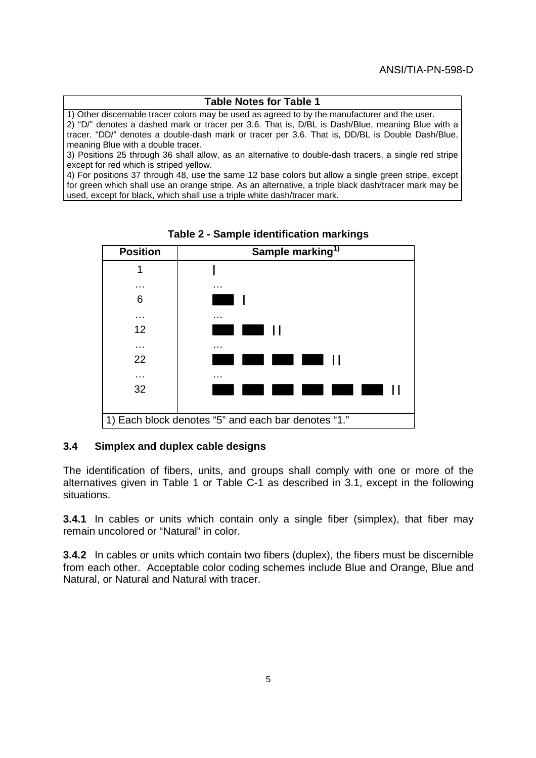| Table Notes for Table 1 |
|---|
| 1) Other discernable tracer colors may be used as agreed to by the manufacturer and the user.<br>2) "D/" denotes a dashed mark or tracer per 3.6. That is, D/BL is Dash/Blue, meaning Blue with a tracer. "DD/" denotes a double-dash mark or tracer per 3.6. That is, DD/BL is Double Dash/Blue, meaning Blue with a double tracer.<br>3) Positions 25 through 36 shall allow, as an alternative to double-dash tracers, a single red stripe except for red which is striped yellow.<br>4) For positions 37 through 48, use the same 12 base colors but allow a single green stripe, except for green which shall use an orange stripe. As an alternative, a triple black dash/tracer mark may be used, except for black, which shall use a triple white dash/tracer mark. |

**Table 2 - Sample identification markings**

| Position | Sample marking[1)] |
|---|---|
| 1 | I |
| … | … |
| 6 | ■ I |
| … | … |
| 12 | ■ ■ I I |
| … | … |
| 22 | ■ ■ ■ ■ I I |
| … | … |
| 32 | ■ ■ ■ ■ ■ ■ I I |
| 1) Each block denotes "5" and each bar denotes "1." | |

### 3.4 Simplex and duplex cable designs

The identification of fibers, units, and groups shall comply with one or more of the alternatives given in Table 1 or Table C-1 as described in 3.1, except in the following situations.

**3.4.1** In cables or units which contain only a single fiber (simplex), that fiber may remain uncolored or "Natural" in color.

**3.4.2** In cables or units which contain two fibers (duplex), the fibers must be discernible from each other. Acceptable color coding schemes include Blue and Orange, Blue and Natural, or Natural and Natural with tracer.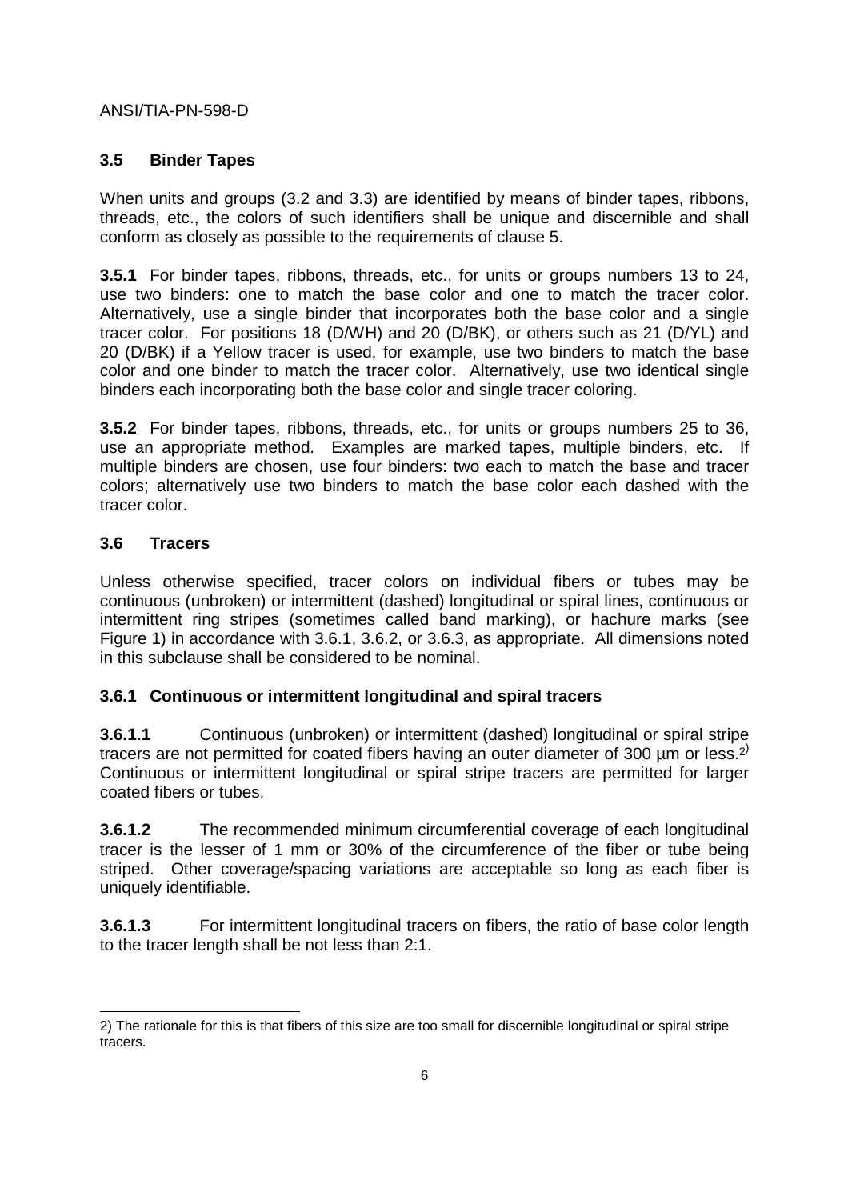## 3.5 Binder Tapes

When units and groups (3.2 and 3.3) are identified by means of binder tapes, ribbons, threads, etc., the colors of such identifiers shall be unique and discernible and shall conform as closely as possible to the requirements of clause 5.

**3.5.1** For binder tapes, ribbons, threads, etc., for units or groups numbers 13 to 24, use two binders: one to match the base color and one to match the tracer color. Alternatively, use a single binder that incorporates both the base color and a single tracer color. For positions 18 (D/WH) and 20 (D/BK), or others such as 21 (D/YL) and 20 (D/BK) if a Yellow tracer is used, for example, use two binders to match the base color and one binder to match the tracer color. Alternatively, use two identical single binders each incorporating both the base color and single tracer coloring.

**3.5.2** For binder tapes, ribbons, threads, etc., for units or groups numbers 25 to 36, use an appropriate method. Examples are marked tapes, multiple binders, etc. If multiple binders are chosen, use four binders: two each to match the base and tracer colors; alternatively use two binders to match the base color each dashed with the tracer color.

## 3.6 Tracers

Unless otherwise specified, tracer colors on individual fibers or tubes may be continuous (unbroken) or intermittent (dashed) longitudinal or spiral lines, continuous or intermittent ring stripes (sometimes called band marking), or hachure marks (see Figure 1) in accordance with 3.6.1, 3.6.2, or 3.6.3, as appropriate. All dimensions noted in this subclause shall be considered to be nominal.

### 3.6.1 Continuous or intermittent longitudinal and spiral tracers

**3.6.1.1** Continuous (unbroken) or intermittent (dashed) longitudinal or spiral stripe tracers are not permitted for coated fibers having an outer diameter of 300 µm or less.[2)] Continuous or intermittent longitudinal or spiral stripe tracers are permitted for larger coated fibers or tubes.

**3.6.1.2** The recommended minimum circumferential coverage of each longitudinal tracer is the lesser of 1 mm or 30% of the circumference of the fiber or tube being striped. Other coverage/spacing variations are acceptable so long as each fiber is uniquely identifiable.

**3.6.1.3** For intermittent longitudinal tracers on fibers, the ratio of base color length to the tracer length shall be not less than 2:1.

---

2) The rationale for this is that fibers of this size are too small for discernible longitudinal or spiral stripe tracers.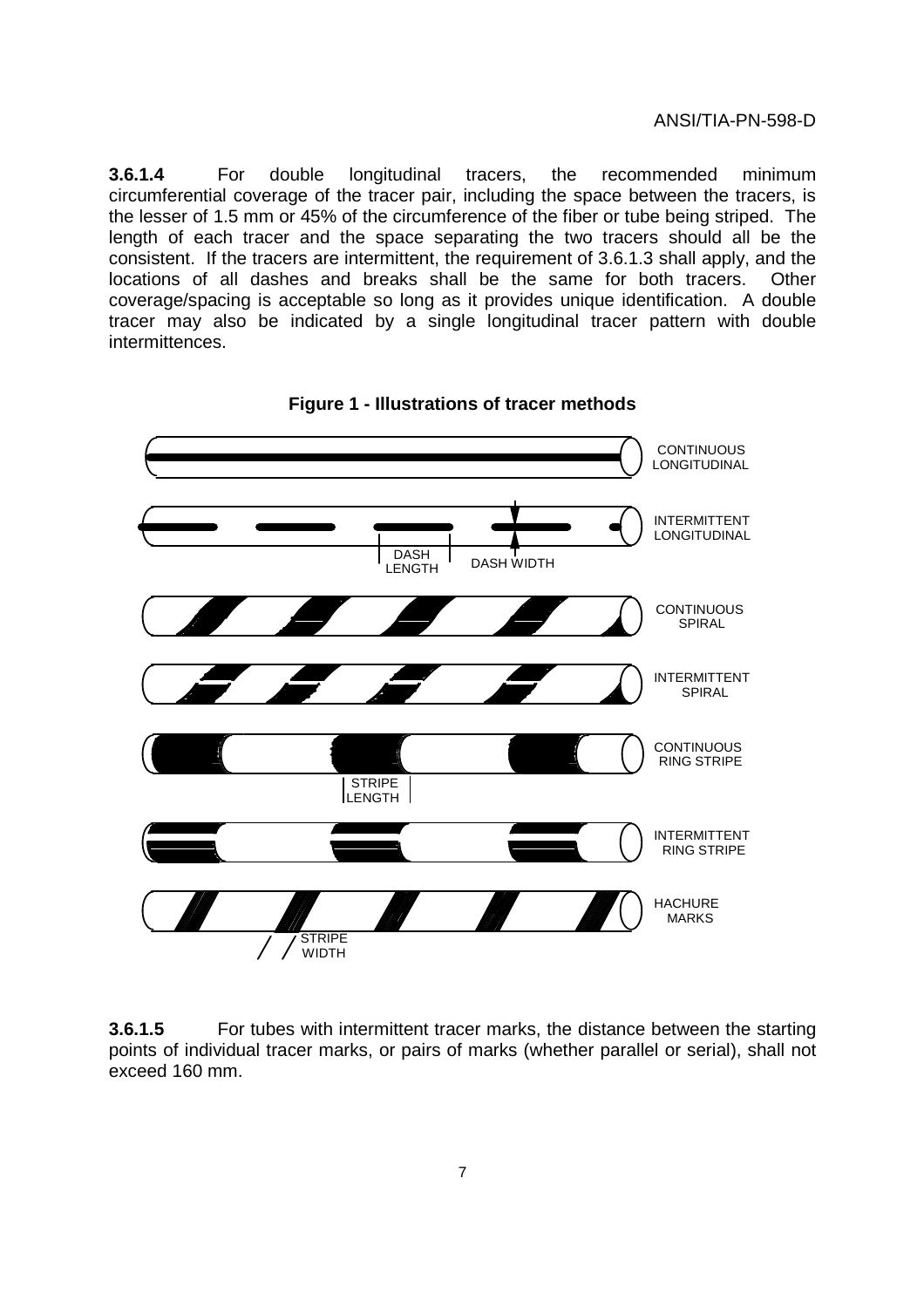**3.6.1.4** For double longitudinal tracers, the recommended minimum circumferential coverage of the tracer pair, including the space between the tracers, is the lesser of 1.5 mm or 45% of the circumference of the fiber or tube being striped. The length of each tracer and the space separating the two tracers should all be the consistent. If the tracers are intermittent, the requirement of 3.6.1.3 shall apply, and the locations of all dashes and breaks shall be the same for both tracers. Other coverage/spacing is acceptable so long as it provides unique identification. A double tracer may also be indicated by a single longitudinal tracer pattern with double intermittences.

**Figure 1 - Illustrations of tracer methods**

CONTINUOUS LONGITUDINAL

INTERMITTENT LONGITUDINAL

DASH LENGTH

DASH WIDTH

CONTINUOUS SPIRAL

INTERMITTENT SPIRAL

CONTINUOUS RING STRIPE

STRIPE LENGTH

INTERMITTENT RING STRIPE

HACHURE MARKS

STRIPE WIDTH

**3.6.1.5** For tubes with intermittent tracer marks, the distance between the starting points of individual tracer marks, or pairs of marks (whether parallel or serial), shall not exceed 160 mm.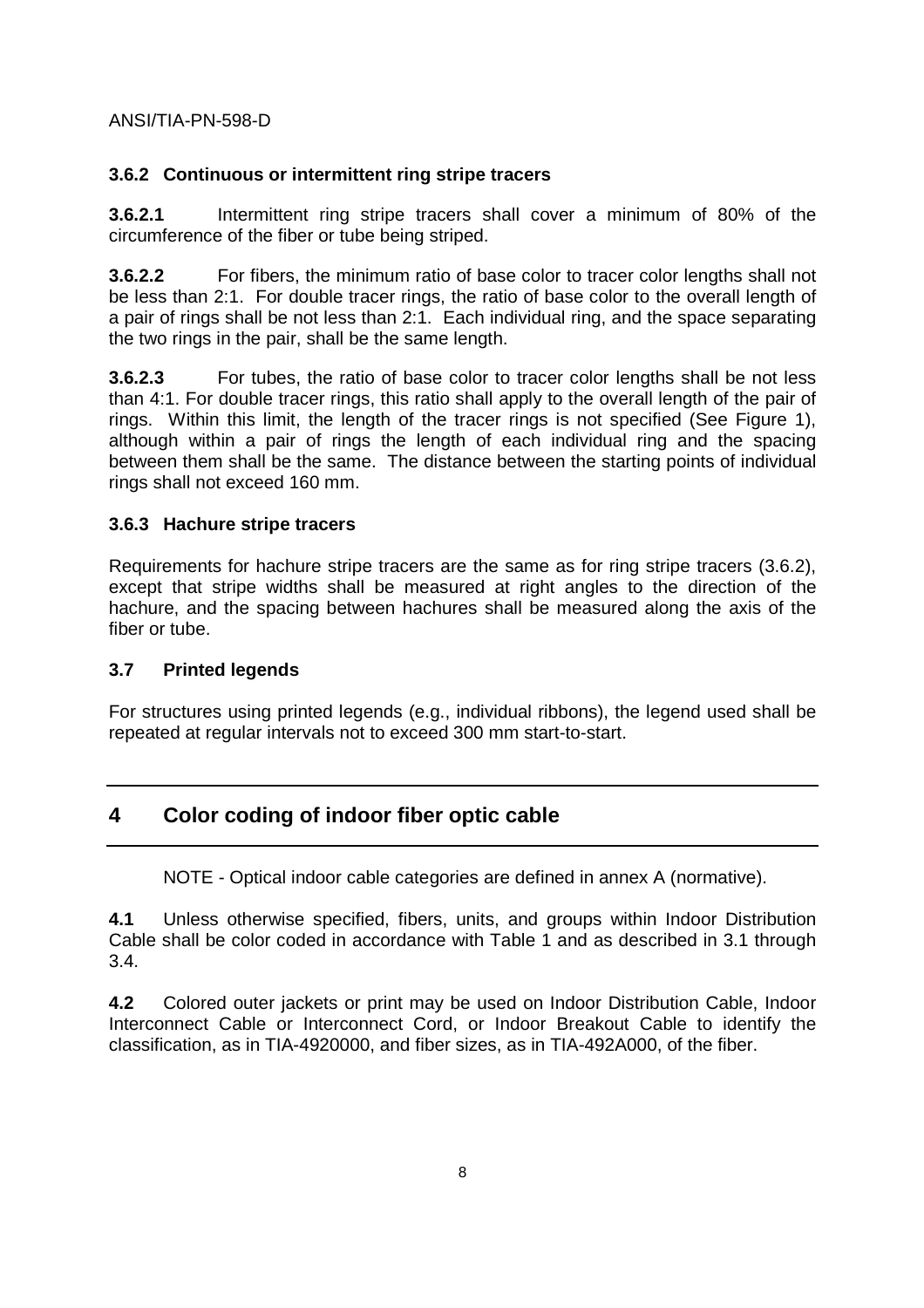### 3.6.2 Continuous or intermittent ring stripe tracers

**3.6.2.1** Intermittent ring stripe tracers shall cover a minimum of 80% of the circumference of the fiber or tube being striped.

**3.6.2.2** For fibers, the minimum ratio of base color to tracer color lengths shall not be less than 2:1. For double tracer rings, the ratio of base color to the overall length of a pair of rings shall be not less than 2:1. Each individual ring, and the space separating the two rings in the pair, shall be the same length.

**3.6.2.3** For tubes, the ratio of base color to tracer color lengths shall be not less than 4:1. For double tracer rings, this ratio shall apply to the overall length of the pair of rings. Within this limit, the length of the tracer rings is not specified (See Figure 1), although within a pair of rings the length of each individual ring and the spacing between them shall be the same. The distance between the starting points of individual rings shall not exceed 160 mm.

### 3.6.3 Hachure stripe tracers

Requirements for hachure stripe tracers are the same as for ring stripe tracers (3.6.2), except that stripe widths shall be measured at right angles to the direction of the hachure, and the spacing between hachures shall be measured along the axis of the fiber or tube.

### 3.7 Printed legends

For structures using printed legends (e.g., individual ribbons), the legend used shall be repeated at regular intervals not to exceed 300 mm start-to-start.

## 4 Color coding of indoor fiber optic cable

NOTE - Optical indoor cable categories are defined in annex A (normative).

**4.1** Unless otherwise specified, fibers, units, and groups within Indoor Distribution Cable shall be color coded in accordance with Table 1 and as described in 3.1 through 3.4.

**4.2** Colored outer jackets or print may be used on Indoor Distribution Cable, Indoor Interconnect Cable or Interconnect Cord, or Indoor Breakout Cable to identify the classification, as in TIA-4920000, and fiber sizes, as in TIA-492A000, of the fiber.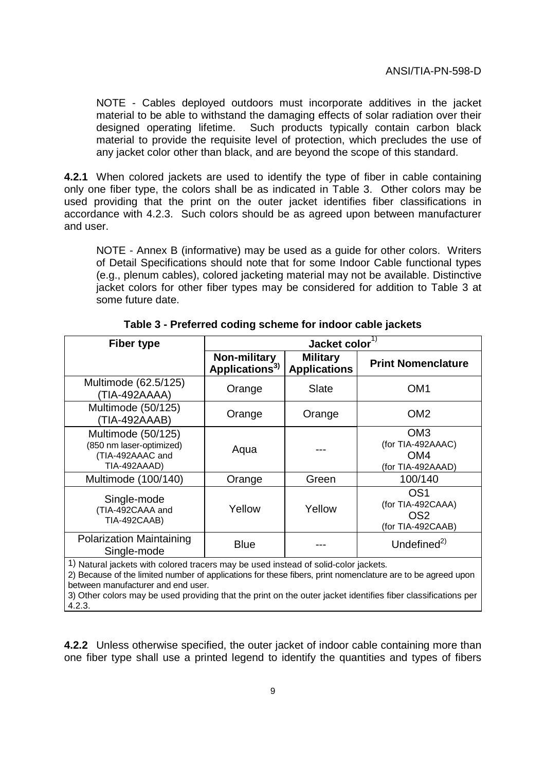NOTE - Cables deployed outdoors must incorporate additives in the jacket material to be able to withstand the damaging effects of solar radiation over their designed operating lifetime. Such products typically contain carbon black material to provide the requisite level of protection, which precludes the use of any jacket color other than black, and are beyond the scope of this standard.

**4.2.1** When colored jackets are used to identify the type of fiber in cable containing only one fiber type, the colors shall be as indicated in Table 3. Other colors may be used providing that the print on the outer jacket identifies fiber classifications in accordance with 4.2.3. Such colors should be as agreed upon between manufacturer and user.

NOTE - Annex B (informative) may be used as a guide for other colors. Writers of Detail Specifications should note that for some Indoor Cable functional types (e.g., plenum cables), colored jacketing material may not be available. Distinctive jacket colors for other fiber types may be considered for addition to Table 3 at some future date.

**Table 3 - Preferred coding scheme for indoor cable jackets**

| Fiber type | Jacket color[1] | | |
|---|---|---|---|
| | Non-military Applications[3] | Military Applications | Print Nomenclature |
| Multimode (62.5/125) (TIA-492AAAA) | Orange | Slate | OM1 |
| Multimode (50/125) (TIA-492AAAB) | Orange | Orange | OM2 |
| Multimode (50/125) (850 nm laser-optimized) (TIA-492AAAC and TIA-492AAAD) | Aqua | --- | OM3 (for TIA-492AAAC) OM4 (for TIA-492AAAD) |
| Multimode (100/140) | Orange | Green | 100/140 |
| Single-mode (TIA-492CAAA and TIA-492CAAB) | Yellow | Yellow | OS1 (for TIA-492CAAA) OS2 (for TIA-492CAAB) |
| Polarization Maintaining Single-mode | Blue | --- | Undefined[2] |

1) Natural jackets with colored tracers may be used instead of solid-color jackets.
2) Because of the limited number of applications for these fibers, print nomenclature are to be agreed upon between manufacturer and end user.
3) Other colors may be used providing that the print on the outer jacket identifies fiber classifications per 4.2.3.

**4.2.2** Unless otherwise specified, the outer jacket of indoor cable containing more than one fiber type shall use a printed legend to identify the quantities and types of fibers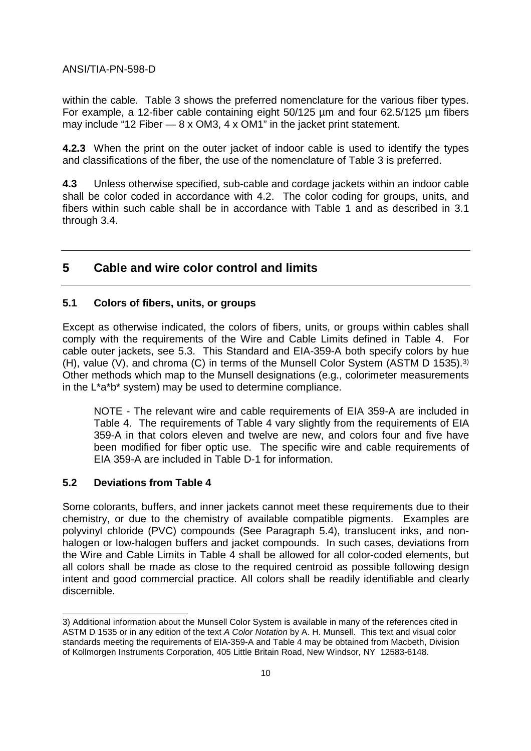within the cable. Table 3 shows the preferred nomenclature for the various fiber types. For example, a 12-fiber cable containing eight 50/125 µm and four 62.5/125 µm fibers may include "12 Fiber — 8 x OM3, 4 x OM1" in the jacket print statement.

**4.2.3** When the print on the outer jacket of indoor cable is used to identify the types and classifications of the fiber, the use of the nomenclature of Table 3 is preferred.

**4.3** Unless otherwise specified, sub-cable and cordage jackets within an indoor cable shall be color coded in accordance with 4.2. The color coding for groups, units, and fibers within such cable shall be in accordance with Table 1 and as described in 3.1 through 3.4.

## 5 Cable and wire color control and limits

### 5.1 Colors of fibers, units, or groups

Except as otherwise indicated, the colors of fibers, units, or groups within cables shall comply with the requirements of the Wire and Cable Limits defined in Table 4. For cable outer jackets, see 5.3. This Standard and EIA-359-A both specify colors by hue (H), value (V), and chroma (C) in terms of the Munsell Color System (ASTM D 1535).[3] Other methods which map to the Munsell designations (e.g., colorimeter measurements in the L*a*b* system) may be used to determine compliance.

NOTE - The relevant wire and cable requirements of EIA 359-A are included in Table 4. The requirements of Table 4 vary slightly from the requirements of EIA 359-A in that colors eleven and twelve are new, and colors four and five have been modified for fiber optic use. The specific wire and cable requirements of EIA 359-A are included in Table D-1 for information.

### 5.2 Deviations from Table 4

Some colorants, buffers, and inner jackets cannot meet these requirements due to their chemistry, or due to the chemistry of available compatible pigments. Examples are polyvinyl chloride (PVC) compounds (See Paragraph 5.4), translucent inks, and non-halogen or low-halogen buffers and jacket compounds. In such cases, deviations from the Wire and Cable Limits in Table 4 shall be allowed for all color-coded elements, but all colors shall be made as close to the required centroid as possible following design intent and good commercial practice. All colors shall be readily identifiable and clearly discernible.

---

3) Additional information about the Munsell Color System is available in many of the references cited in ASTM D 1535 or in any edition of the text *A Color Notation* by A. H. Munsell. This text and visual color standards meeting the requirements of EIA-359-A and Table 4 may be obtained from Macbeth, Division of Kollmorgen Instruments Corporation, 405 Little Britain Road, New Windsor, NY 12583-6148.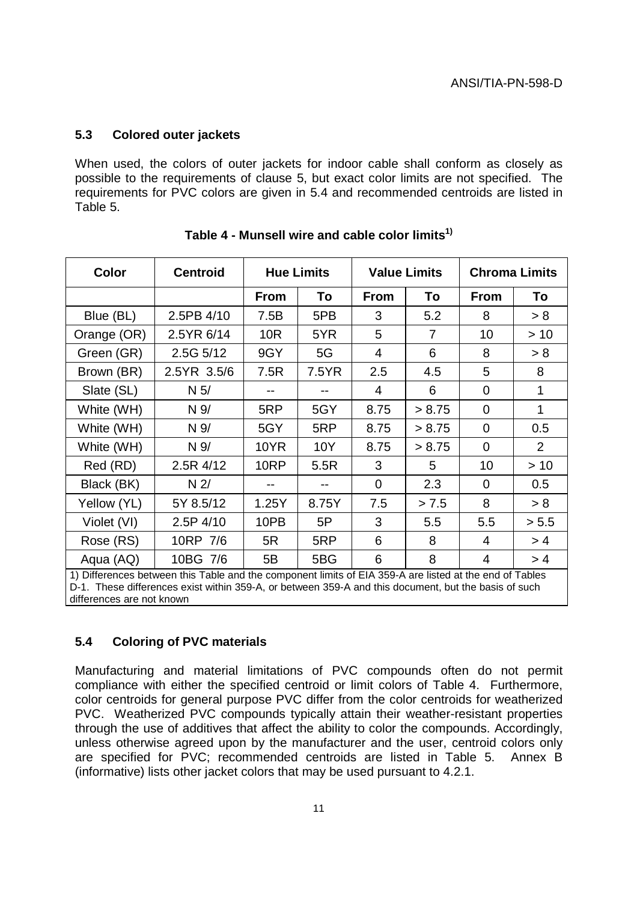### 5.3 Colored outer jackets

When used, the colors of outer jackets for indoor cable shall conform as closely as possible to the requirements of clause 5, but exact color limits are not specified. The requirements for PVC colors are given in 5.4 and recommended centroids are listed in Table 5.

**Table 4 - Munsell wire and cable color limits[1)]**

| Color | Centroid | Hue Limits | | Value Limits | | Chroma Limits | |
|---|---|---|---|---|---|---|---|
| | | **From** | **To** | **From** | **To** | **From** | **To** |
| Blue (BL) | 2.5PB 4/10 | 7.5B | 5PB | 3 | 5.2 | 8 | > 8 |
| Orange (OR) | 2.5YR 6/14 | 10R | 5YR | 5 | 7 | 10 | > 10 |
| Green (GR) | 2.5G 5/12 | 9GY | 5G | 4 | 6 | 8 | > 8 |
| Brown (BR) | 2.5YR 3.5/6 | 7.5R | 7.5YR | 2.5 | 4.5 | 5 | 8 |
| Slate (SL) | N 5/ | -- | -- | 4 | 6 | 0 | 1 |
| White (WH) | N 9/ | 5RP | 5GY | 8.75 | > 8.75 | 0 | 1 |
| White (WH) | N 9/ | 5GY | 5RP | 8.75 | > 8.75 | 0 | 0.5 |
| White (WH) | N 9/ | 10YR | 10Y | 8.75 | > 8.75 | 0 | 2 |
| Red (RD) | 2.5R 4/12 | 10RP | 5.5R | 3 | 5 | 10 | > 10 |
| Black (BK) | N 2/ | -- | -- | 0 | 2.3 | 0 | 0.5 |
| Yellow (YL) | 5Y 8.5/12 | 1.25Y | 8.75Y | 7.5 | > 7.5 | 8 | > 8 |
| Violet (VI) | 2.5P 4/10 | 10PB | 5P | 3 | 5.5 | 5.5 | > 5.5 |
| Rose (RS) | 10RP 7/6 | 5R | 5RP | 6 | 8 | 4 | > 4 |
| Aqua (AQ) | 10BG 7/6 | 5B | 5BG | 6 | 8 | 4 | > 4 |

1) Differences between this Table and the component limits of EIA 359-A are listed at the end of Tables D-1. These differences exist within 359-A, or between 359-A and this document, but the basis of such differences are not known

### 5.4 Coloring of PVC materials

Manufacturing and material limitations of PVC compounds often do not permit compliance with either the specified centroid or limit colors of Table 4. Furthermore, color centroids for general purpose PVC differ from the color centroids for weatherized PVC. Weatherized PVC compounds typically attain their weather-resistant properties through the use of additives that affect the ability to color the compounds. Accordingly, unless otherwise agreed upon by the manufacturer and the user, centroid colors only are specified for PVC; recommended centroids are listed in Table 5. Annex B (informative) lists other jacket colors that may be used pursuant to 4.2.1.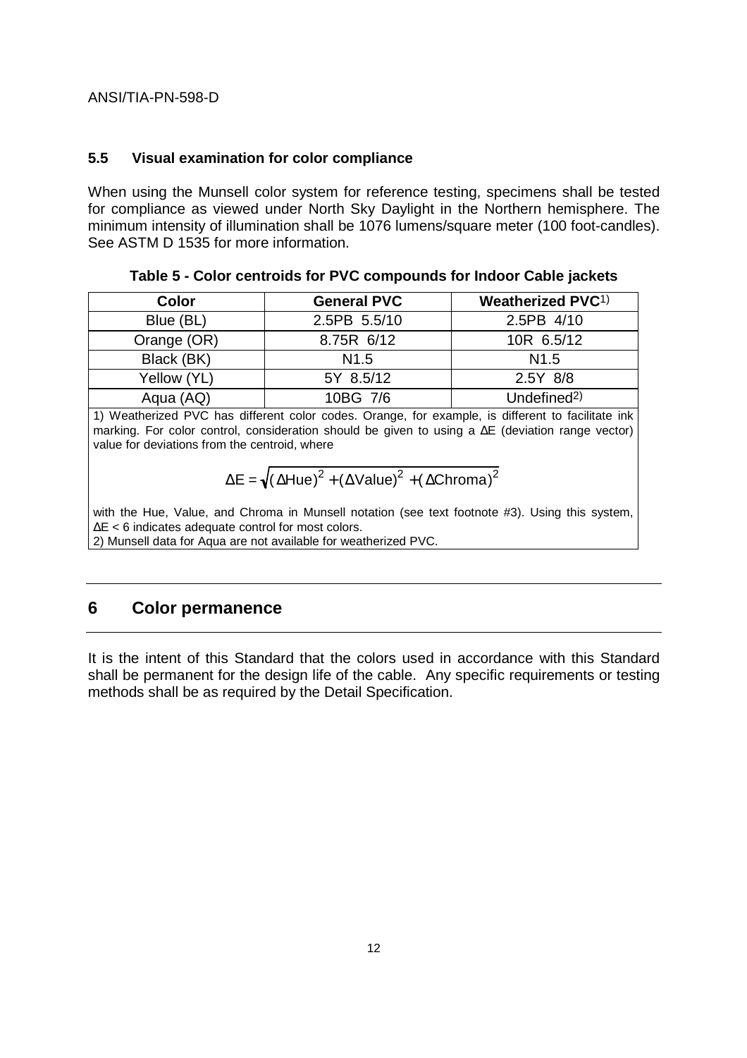### 5.5 Visual examination for color compliance

When using the Munsell color system for reference testing, specimens shall be tested for compliance as viewed under North Sky Daylight in the Northern hemisphere. The minimum intensity of illumination shall be 1076 lumens/square meter (100 foot-candles). See ASTM D 1535 for more information.

**Table 5 - Color centroids for PVC compounds for Indoor Cable jackets**

| Color | General PVC | Weatherized PVC[1)] |
|---|---|---|
| Blue (BL) | 2.5PB 5.5/10 | 2.5PB 4/10 |
| Orange (OR) | 8.75R 6/12 | 10R 6.5/12 |
| Black (BK) | N1.5 | N1.5 |
| Yellow (YL) | 5Y 8.5/12 | 2.5Y 8/8 |
| Aqua (AQ) | 10BG 7/6 | Undefined[2)] |

1) Weatherized PVC has different color codes. Orange, for example, is different to facilitate ink marking. For color control, consideration should be given to using a ΔE (deviation range vector) value for deviations from the centroid, where

$$\Delta E = \sqrt{(\Delta \text{Hue})^2 + (\Delta \text{Value})^2 + (\Delta \text{Chroma})^2}$$

with the Hue, Value, and Chroma in Munsell notation (see text footnote #3). Using this system, $\Delta E < 6$ indicates adequate control for most colors.

2) Munsell data for Aqua are not available for weatherized PVC.

## 6 Color permanence

It is the intent of this Standard that the colors used in accordance with this Standard shall be permanent for the design life of the cable. Any specific requirements or testing methods shall be as required by the Detail Specification.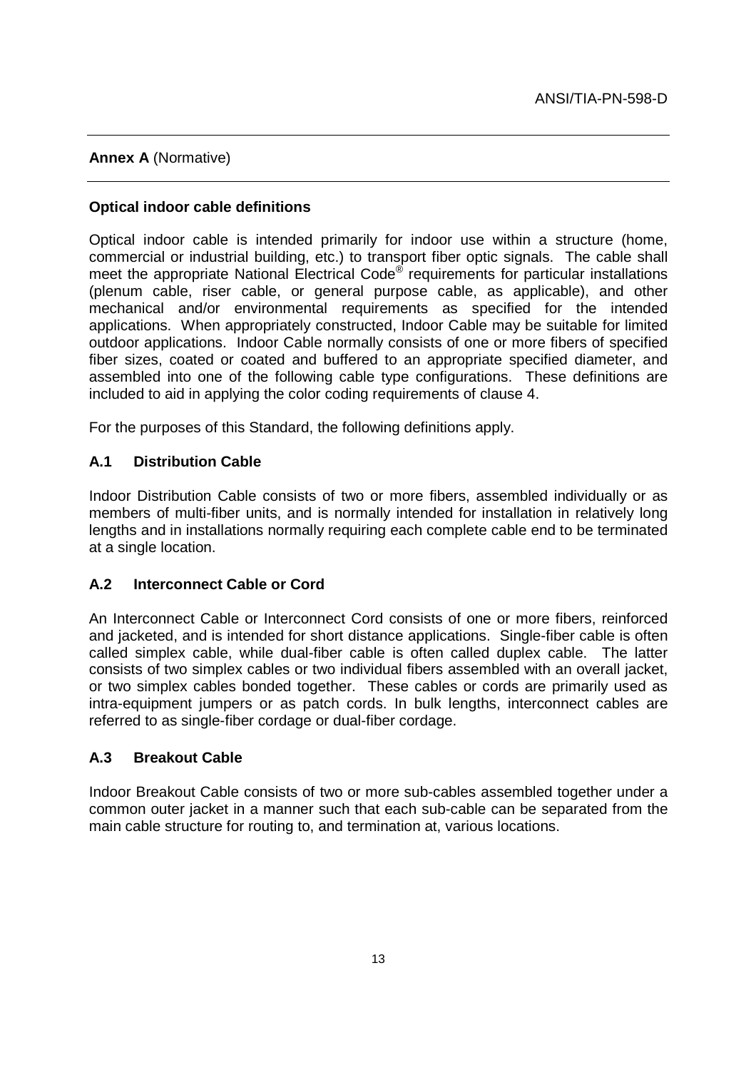## Annex A (Normative)

### Optical indoor cable definitions

Optical indoor cable is intended primarily for indoor use within a structure (home, commercial or industrial building, etc.) to transport fiber optic signals. The cable shall meet the appropriate National Electrical Code® requirements for particular installations (plenum cable, riser cable, or general purpose cable, as applicable), and other mechanical and/or environmental requirements as specified for the intended applications. When appropriately constructed, Indoor Cable may be suitable for limited outdoor applications. Indoor Cable normally consists of one or more fibers of specified fiber sizes, coated or coated and buffered to an appropriate specified diameter, and assembled into one of the following cable type configurations. These definitions are included to aid in applying the color coding requirements of clause 4.

For the purposes of this Standard, the following definitions apply.

### A.1 Distribution Cable

Indoor Distribution Cable consists of two or more fibers, assembled individually or as members of multi-fiber units, and is normally intended for installation in relatively long lengths and in installations normally requiring each complete cable end to be terminated at a single location.

### A.2 Interconnect Cable or Cord

An Interconnect Cable or Interconnect Cord consists of one or more fibers, reinforced and jacketed, and is intended for short distance applications. Single-fiber cable is often called simplex cable, while dual-fiber cable is often called duplex cable. The latter consists of two simplex cables or two individual fibers assembled with an overall jacket, or two simplex cables bonded together. These cables or cords are primarily used as intra-equipment jumpers or as patch cords. In bulk lengths, interconnect cables are referred to as single-fiber cordage or dual-fiber cordage.

### A.3 Breakout Cable

Indoor Breakout Cable consists of two or more sub-cables assembled together under a common outer jacket in a manner such that each sub-cable can be separated from the main cable structure for routing to, and termination at, various locations.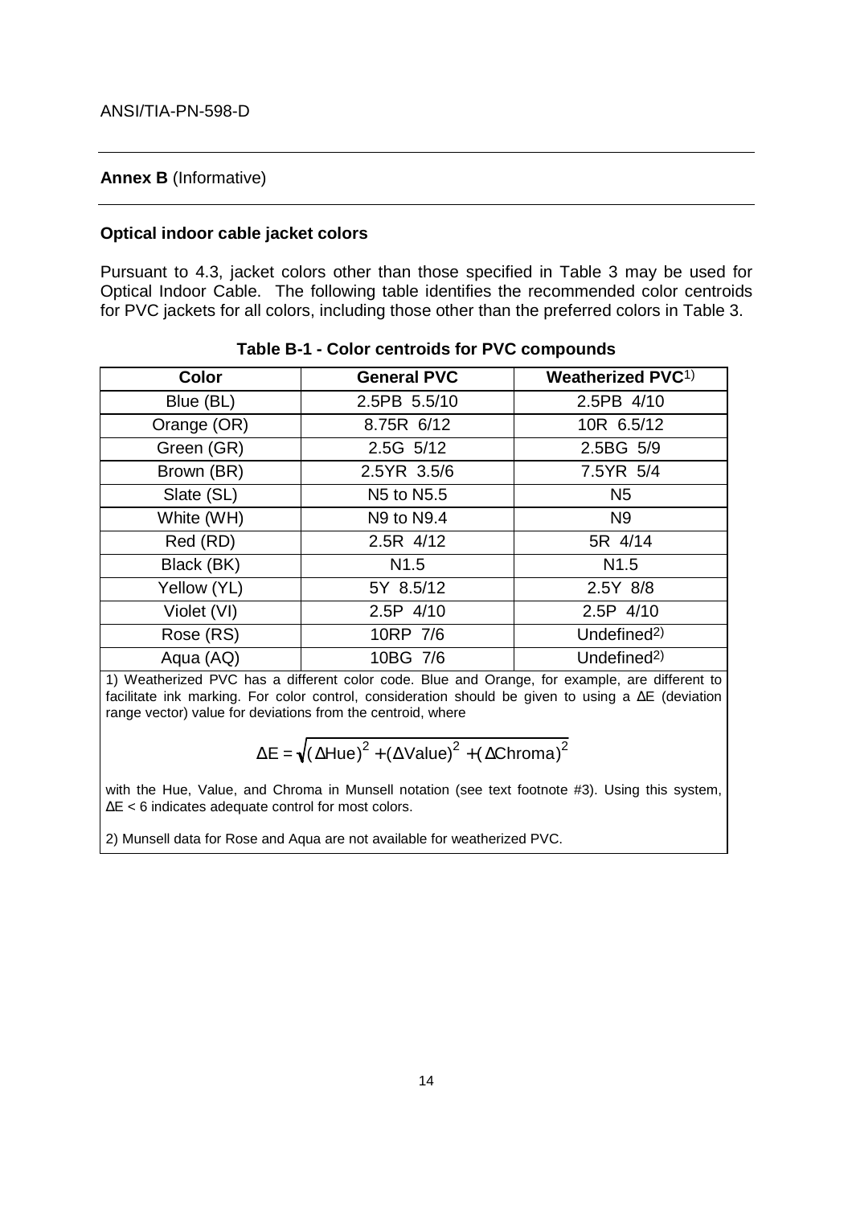## Annex B (Informative)

### Optical indoor cable jacket colors

Pursuant to 4.3, jacket colors other than those specified in Table 3 may be used for Optical Indoor Cable. The following table identifies the recommended color centroids for PVC jackets for all colors, including those other than the preferred colors in Table 3.

**Table B-1 - Color centroids for PVC compounds**

| Color | General PVC | Weatherized PVC[1)] |
|---|---|---|
| Blue (BL) | 2.5PB 5.5/10 | 2.5PB 4/10 |
| Orange (OR) | 8.75R 6/12 | 10R 6.5/12 |
| Green (GR) | 2.5G 5/12 | 2.5BG 5/9 |
| Brown (BR) | 2.5YR 3.5/6 | 7.5YR 5/4 |
| Slate (SL) | N5 to N5.5 | N5 |
| White (WH) | N9 to N9.4 | N9 |
| Red (RD) | 2.5R 4/12 | 5R 4/14 |
| Black (BK) | N1.5 | N1.5 |
| Yellow (YL) | 5Y 8.5/12 | 2.5Y 8/8 |
| Violet (VI) | 2.5P 4/10 | 2.5P 4/10 |
| Rose (RS) | 10RP 7/6 | Undefined[2)] |
| Aqua (AQ) | 10BG 7/6 | Undefined[2)] |

1) Weatherized PVC has a different color code. Blue and Orange, for example, are different to facilitate ink marking. For color control, consideration should be given to using a ΔE (deviation range vector) value for deviations from the centroid, where

$$\Delta E = \sqrt{(\Delta \text{Hue})^2 + (\Delta \text{Value})^2 + (\Delta \text{Chroma})^2}$$

with the Hue, Value, and Chroma in Munsell notation (see text footnote #3). Using this system, $\Delta E < 6$ indicates adequate control for most colors.

2) Munsell data for Rose and Aqua are not available for weatherized PVC.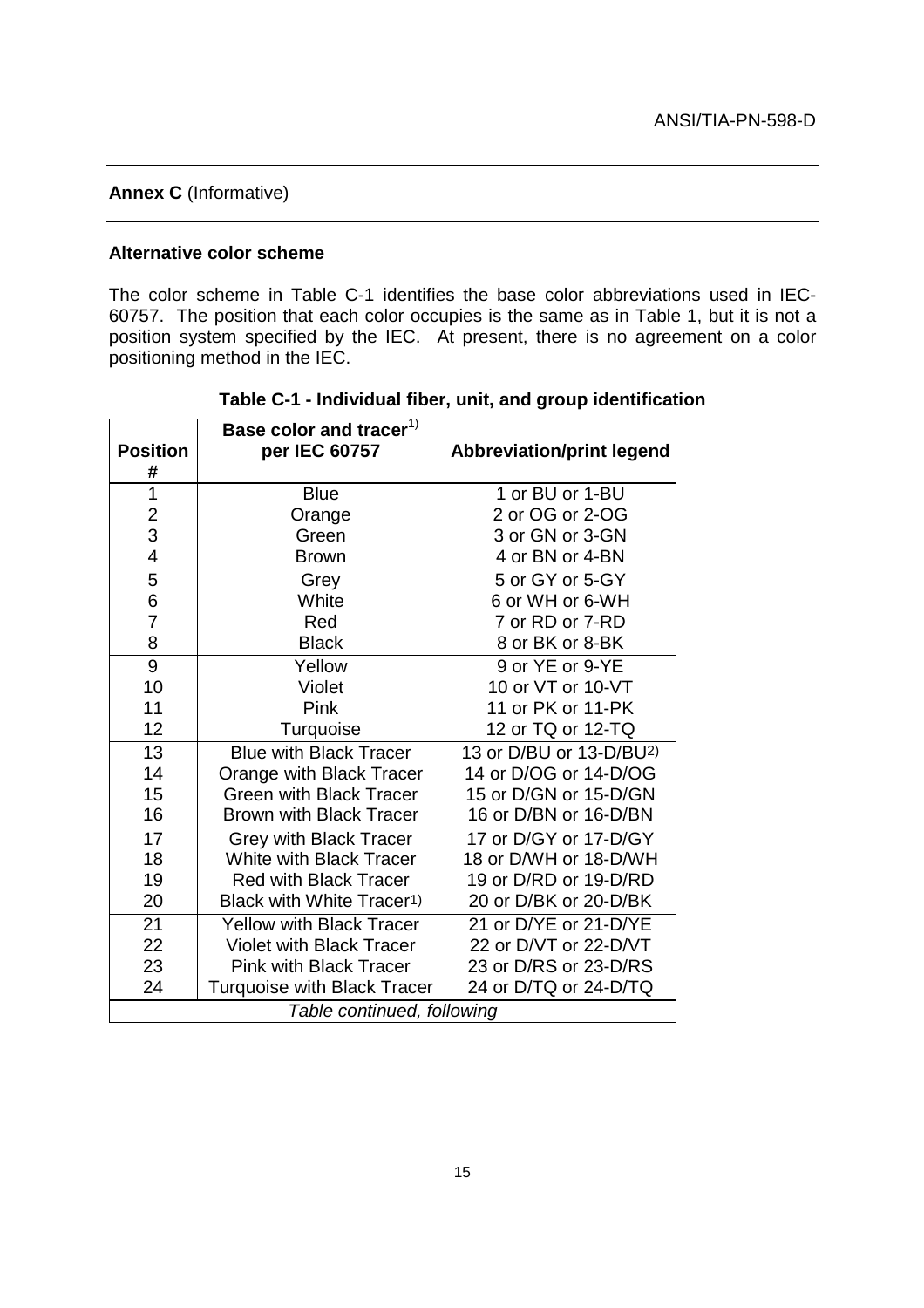**Annex C** (Informative)

**Alternative color scheme**

The color scheme in Table C-1 identifies the base color abbreviations used in IEC-60757. The position that each color occupies is the same as in Table 1, but it is not a position system specified by the IEC. At present, there is no agreement on a color positioning method in the IEC.

**Table C-1 - Individual fiber, unit, and group identification**

| Position # | Base color and tracer[1)] per IEC 60757 | Abbreviation/print legend |
|---|---|---|
| 1 | Blue | 1 or BU or 1-BU |
| 2 | Orange | 2 or OG or 2-OG |
| 3 | Green | 3 or GN or 3-GN |
| 4 | Brown | 4 or BN or 4-BN |
| 5 | Grey | 5 or GY or 5-GY |
| 6 | White | 6 or WH or 6-WH |
| 7 | Red | 7 or RD or 7-RD |
| 8 | Black | 8 or BK or 8-BK |
| 9 | Yellow | 9 or YE or 9-YE |
| 10 | Violet | 10 or VT or 10-VT |
| 11 | Pink | 11 or PK or 11-PK |
| 12 | Turquoise | 12 or TQ or 12-TQ |
| 13 | Blue with Black Tracer | 13 or D/BU or 13-D/BU[2)] |
| 14 | Orange with Black Tracer | 14 or D/OG or 14-D/OG |
| 15 | Green with Black Tracer | 15 or D/GN or 15-D/GN |
| 16 | Brown with Black Tracer | 16 or D/BN or 16-D/BN |
| 17 | Grey with Black Tracer | 17 or D/GY or 17-D/GY |
| 18 | White with Black Tracer | 18 or D/WH or 18-D/WH |
| 19 | Red with Black Tracer | 19 or D/RD or 19-D/RD |
| 20 | Black with White Tracer[1)] | 20 or D/BK or 20-D/BK |
| 21 | Yellow with Black Tracer | 21 or D/YE or 21-D/YE |
| 22 | Violet with Black Tracer | 22 or D/VT or 22-D/VT |
| 23 | Pink with Black Tracer | 23 or D/RS or 23-D/RS |
| 24 | Turquoise with Black Tracer | 24 or D/TQ or 24-D/TQ |
| *Table continued, following* | | |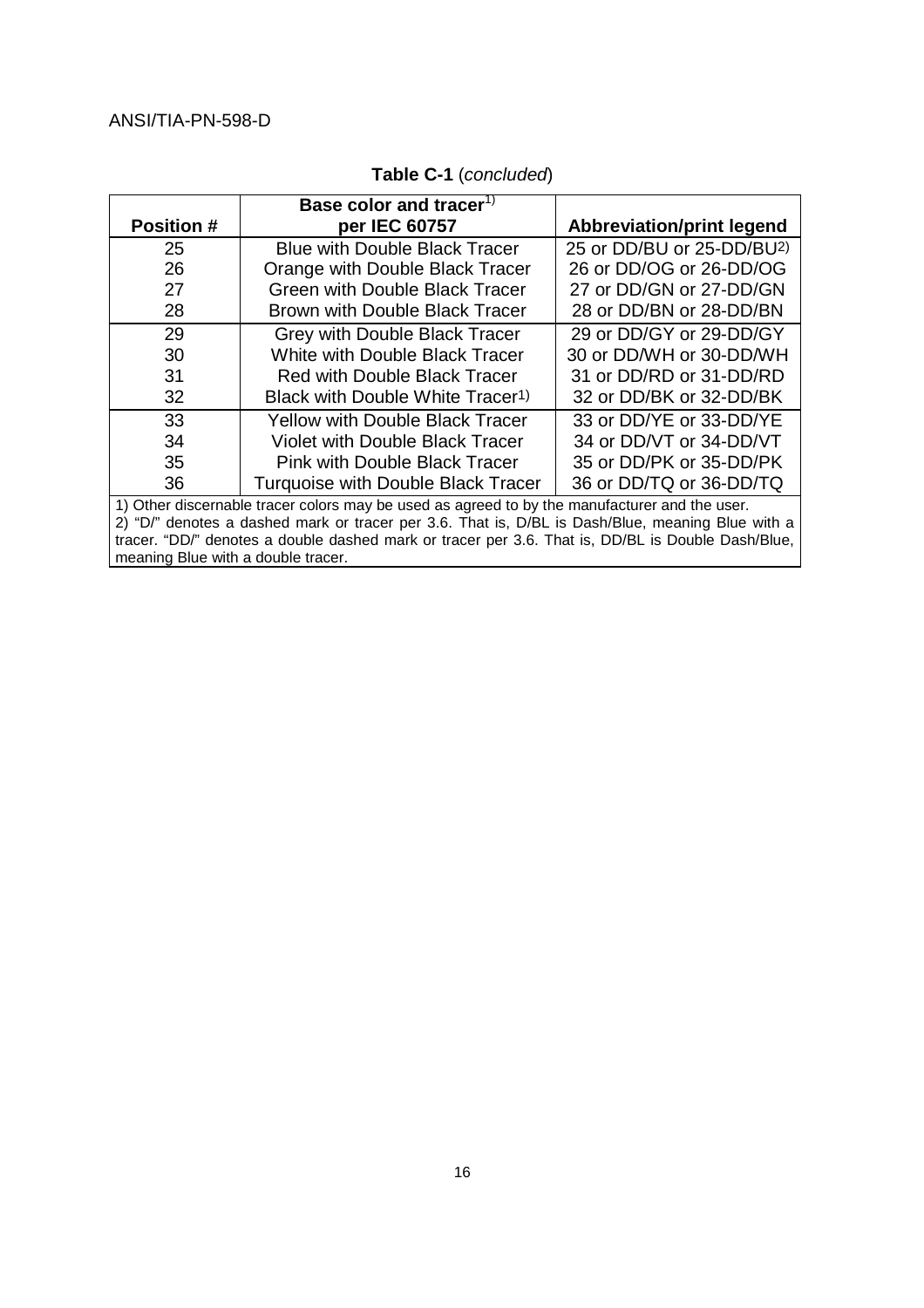**Table C-1** (*concluded*)

| Position # | Base color and tracer[1] per IEC 60757 | Abbreviation/print legend |
|---|---|---|
| 25 | Blue with Double Black Tracer | 25 or DD/BU or 25-DD/BU[2] |
| 26 | Orange with Double Black Tracer | 26 or DD/OG or 26-DD/OG |
| 27 | Green with Double Black Tracer | 27 or DD/GN or 27-DD/GN |
| 28 | Brown with Double Black Tracer | 28 or DD/BN or 28-DD/BN |
| 29 | Grey with Double Black Tracer | 29 or DD/GY or 29-DD/GY |
| 30 | White with Double Black Tracer | 30 or DD/WH or 30-DD/WH |
| 31 | Red with Double Black Tracer | 31 or DD/RD or 31-DD/RD |
| 32 | Black with Double White Tracer[1] | 32 or DD/BK or 32-DD/BK |
| 33 | Yellow with Double Black Tracer | 33 or DD/YE or 33-DD/YE |
| 34 | Violet with Double Black Tracer | 34 or DD/VT or 34-DD/VT |
| 35 | Pink with Double Black Tracer | 35 or DD/PK or 35-DD/PK |
| 36 | Turquoise with Double Black Tracer | 36 or DD/TQ or 36-DD/TQ |

1) Other discernable tracer colors may be used as agreed to by the manufacturer and the user.
2) "D/" denotes a dashed mark or tracer per 3.6. That is, D/BL is Dash/Blue, meaning Blue with a tracer. "DD/" denotes a double dashed mark or tracer per 3.6. That is, DD/BL is Double Dash/Blue, meaning Blue with a double tracer.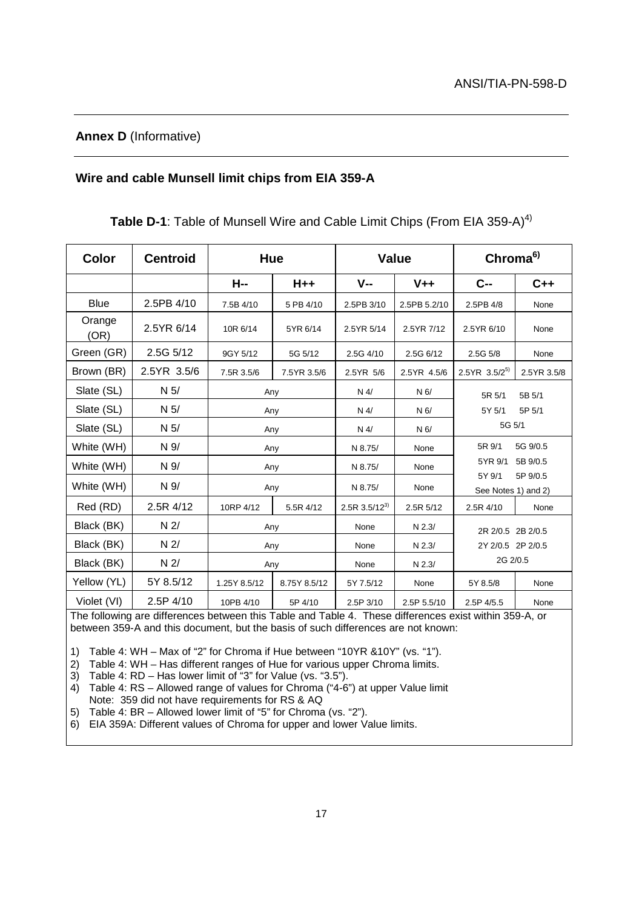## Annex D (Informative)

### Wire and cable Munsell limit chips from EIA 359-A

**Table D-1**: Table of Munsell Wire and Cable Limit Chips (From EIA 359-A)[4)]

| Color | Centroid | Hue | | Value | | Chroma[6)] | |
|---|---|---|---|---|---|---|---|
| | | H-- | H++ | V-- | V++ | C-- | C++ |
| Blue | 2.5PB 4/10 | 7.5B 4/10 | 5 PB 4/10 | 2.5PB 3/10 | 2.5PB 5.2/10 | 2.5PB 4/8 | None |
| Orange (OR) | 2.5YR 6/14 | 10R 6/14 | 5YR 6/14 | 2.5YR 5/14 | 2.5YR 7/12 | 2.5YR 6/10 | None |
| Green (GR) | 2.5G 5/12 | 9GY 5/12 | 5G 5/12 | 2.5G 4/10 | 2.5G 6/12 | 2.5G 5/8 | None |
| Brown (BR) | 2.5YR 3.5/6 | 7.5R 3.5/6 | 7.5YR 3.5/6 | 2.5YR 5/6 | 2.5YR 4.5/6 | 2.5YR 3.5/2[5)] | 2.5YR 3.5/8 |
| Slate (SL) | N 5/ | Any | | N 4/ | N 6/ | 5R 5/1 | 5B 5/1 |
| Slate (SL) | N 5/ | Any | | N 4/ | N 6/ | 5Y 5/1 | 5P 5/1 |
| Slate (SL) | N 5/ | Any | | N 4/ | N 6/ | 5G 5/1 | |
| White (WH) | N 9/ | Any | | N 8.75/ | None | 5R 9/1 | 5G 9/0.5 |
| White (WH) | N 9/ | Any | | N 8.75/ | None | 5YR 9/1 | 5B 9/0.5 |
| White (WH) | N 9/ | Any | | N 8.75/ | None | 5Y 9/1 | 5P 9/0.5 See Notes 1) and 2) |
| Red (RD) | 2.5R 4/12 | 10RP 4/12 | 5.5R 4/12 | 2.5R 3.5/12[3)] | 2.5R 5/12 | 2.5R 4/10 | None |
| Black (BK) | N 2/ | Any | | None | N 2.3/ | 2R 2/0.5 | 2B 2/0.5 |
| Black (BK) | N 2/ | Any | | None | N 2.3/ | 2Y 2/0.5 | 2P 2/0.5 |
| Black (BK) | N 2/ | Any | | None | N 2.3/ | 2G 2/0.5 | |
| Yellow (YL) | 5Y 8.5/12 | 1.25Y 8.5/12 | 8.75Y 8.5/12 | 5Y 7.5/12 | None | 5Y 8.5/8 | None |
| Violet (VI) | 2.5P 4/10 | 10PB 4/10 | 5P 4/10 | 2.5P 3/10 | 2.5P 5.5/10 | 2.5P 4/5.5 | None |

The following are differences between this Table and Table 4. These differences exist within 359-A, or between 359-A and this document, but the basis of such differences are not known:

1) Table 4: WH – Max of "2" for Chroma if Hue between "10YR &10Y" (vs. "1").
2) Table 4: WH – Has different ranges of Hue for various upper Chroma limits.
3) Table 4: RD – Has lower limit of "3" for Value (vs. "3.5").
4) Table 4: RS – Allowed range of values for Chroma ("4-6") at upper Value limit
   Note: 359 did not have requirements for RS & AQ
5) Table 4: BR – Allowed lower limit of "5" for Chroma (vs. "2").
6) EIA 359A: Different values of Chroma for upper and lower Value limits.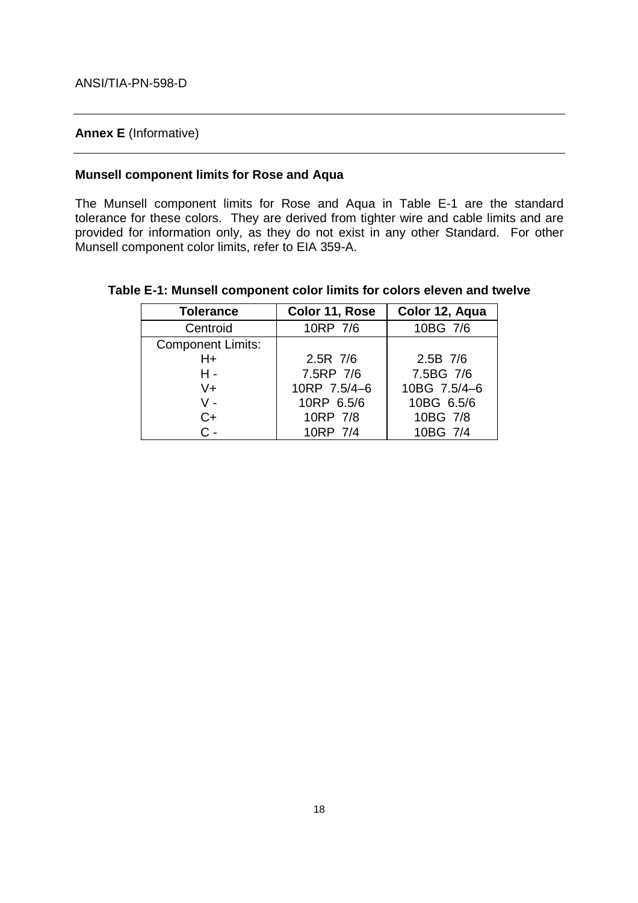## Annex E (Informative)

### Munsell component limits for Rose and Aqua

The Munsell component limits for Rose and Aqua in Table E-1 are the standard tolerance for these colors. They are derived from tighter wire and cable limits and are provided for information only, as they do not exist in any other Standard. For other Munsell component color limits, refer to EIA 359-A.

**Table E-1: Munsell component color limits for colors eleven and twelve**

| Tolerance | Color 11, Rose | Color 12, Aqua |
|---|---|---|
| Centroid | 10RP 7/6 | 10BG 7/6 |
| Component Limits: | | |
| H+ | 2.5R 7/6 | 2.5B 7/6 |
| H - | 7.5RP 7/6 | 7.5BG 7/6 |
| V+ | 10RP 7.5/4–6 | 10BG 7.5/4–6 |
| V - | 10RP 6.5/6 | 10BG 6.5/6 |
| C+ | 10RP 7/8 | 10BG 7/8 |
| C - | 10RP 7/4 | 10BG 7/4 |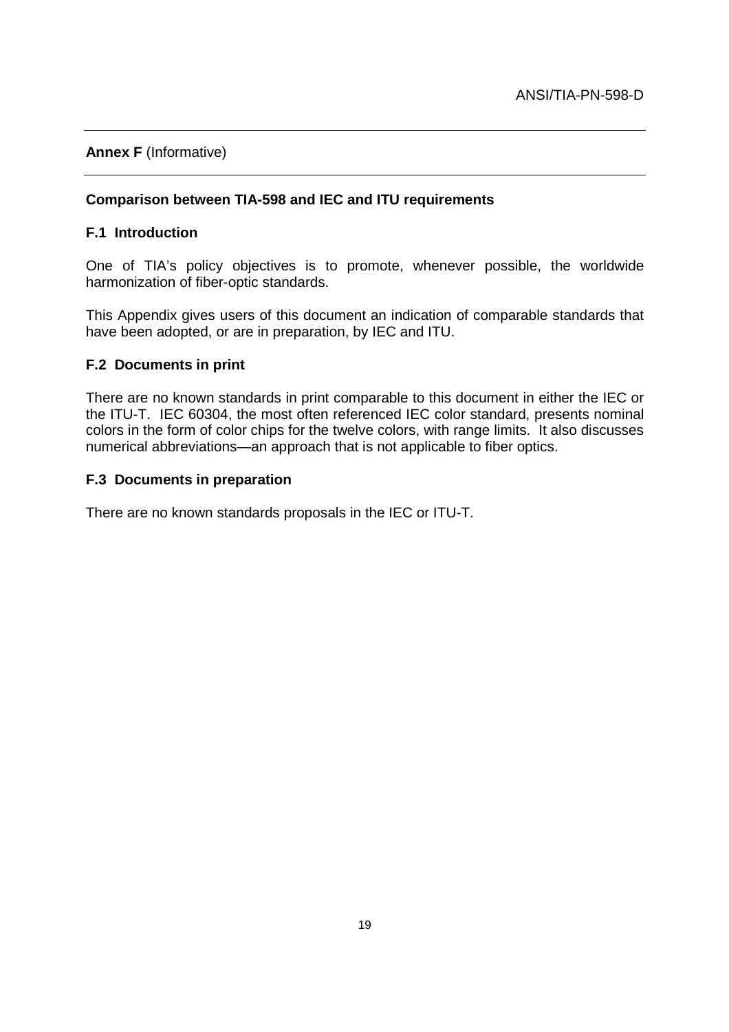## **Annex F** (Informative)

### **Comparison between TIA-598 and IEC and ITU requirements**

### **F.1 Introduction**

One of TIA's policy objectives is to promote, whenever possible, the worldwide harmonization of fiber-optic standards.

This Appendix gives users of this document an indication of comparable standards that have been adopted, or are in preparation, by IEC and ITU.

### **F.2 Documents in print**

There are no known standards in print comparable to this document in either the IEC or the ITU-T. IEC 60304, the most often referenced IEC color standard, presents nominal colors in the form of color chips for the twelve colors, with range limits. It also discusses numerical abbreviations—an approach that is not applicable to fiber optics.

### **F.3 Documents in preparation**

There are no known standards proposals in the IEC or ITU-T.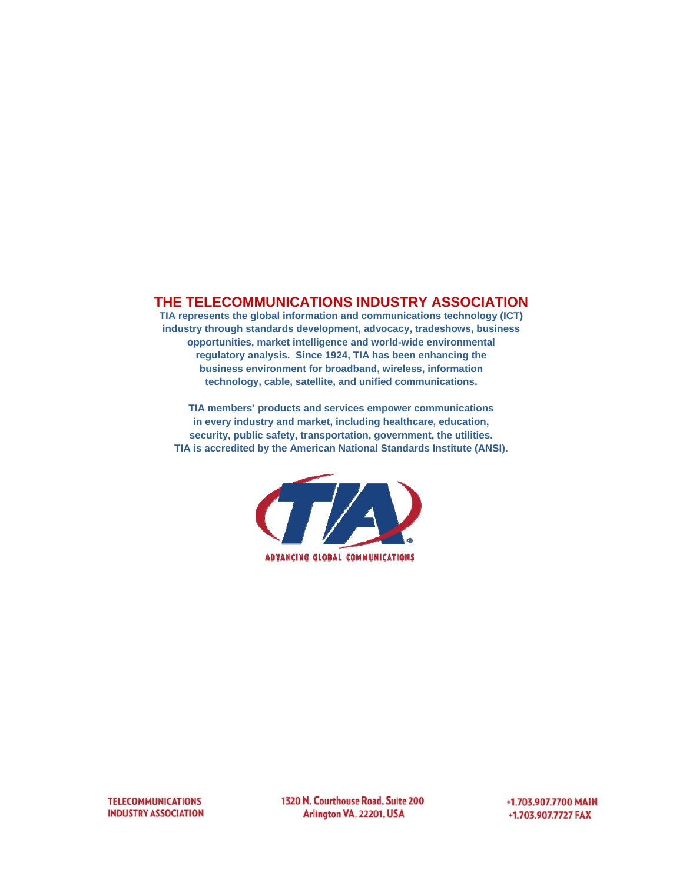## THE TELECOMMUNICATIONS INDUSTRY ASSOCIATION

**TIA represents the global information and communications technology (ICT) industry through standards development, advocacy, tradeshows, business opportunities, market intelligence and world-wide environmental regulatory analysis. Since 1924, TIA has been enhancing the business environment for broadband, wireless, information technology, cable, satellite, and unified communications.**

**TIA members' products and services empower communications in every industry and market, including healthcare, education, security, public safety, transportation, government, the utilities. TIA is accredited by the American National Standards Institute (ANSI).**

ADVANCING GLOBAL COMMUNICATIONS

**TELECOMMUNICATIONS INDUSTRY ASSOCIATION**

**1320 N. Courthouse Road, Suite 200**
**Arlington VA, 22201, USA**

**+1.703.907.7700 MAIN**
**+1.703.907.7727 FAX**